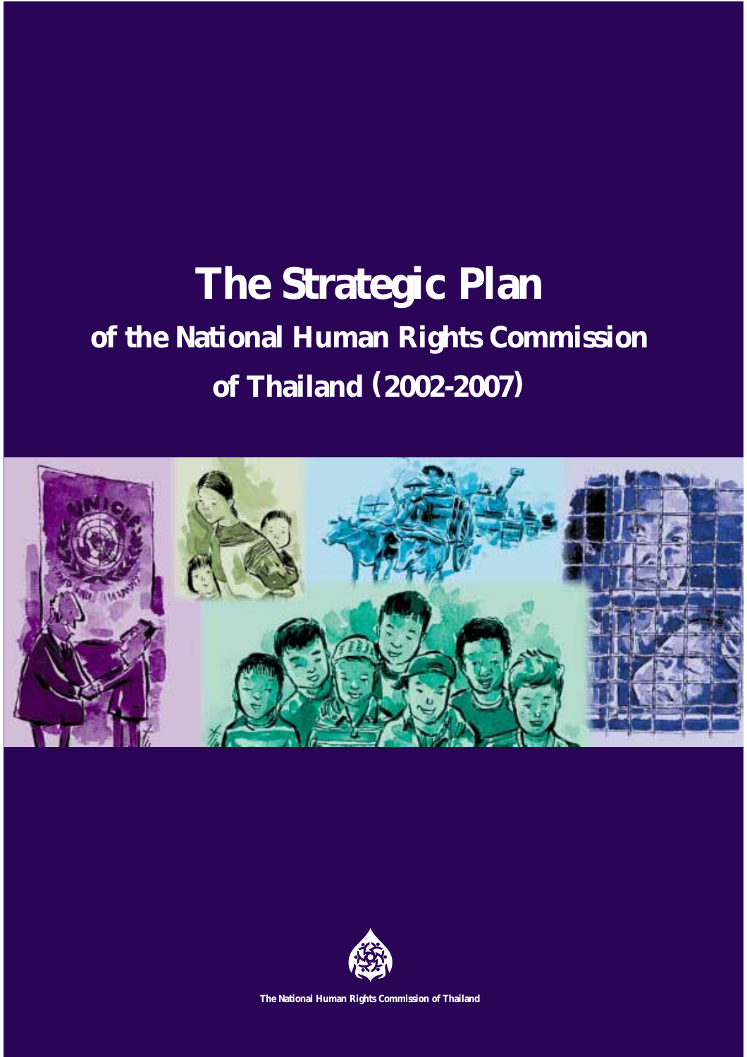# The Strategic Plan

## of the National Human Rights Commission of Thailand (2002-2007)

The National Human Rights Commission of Thailand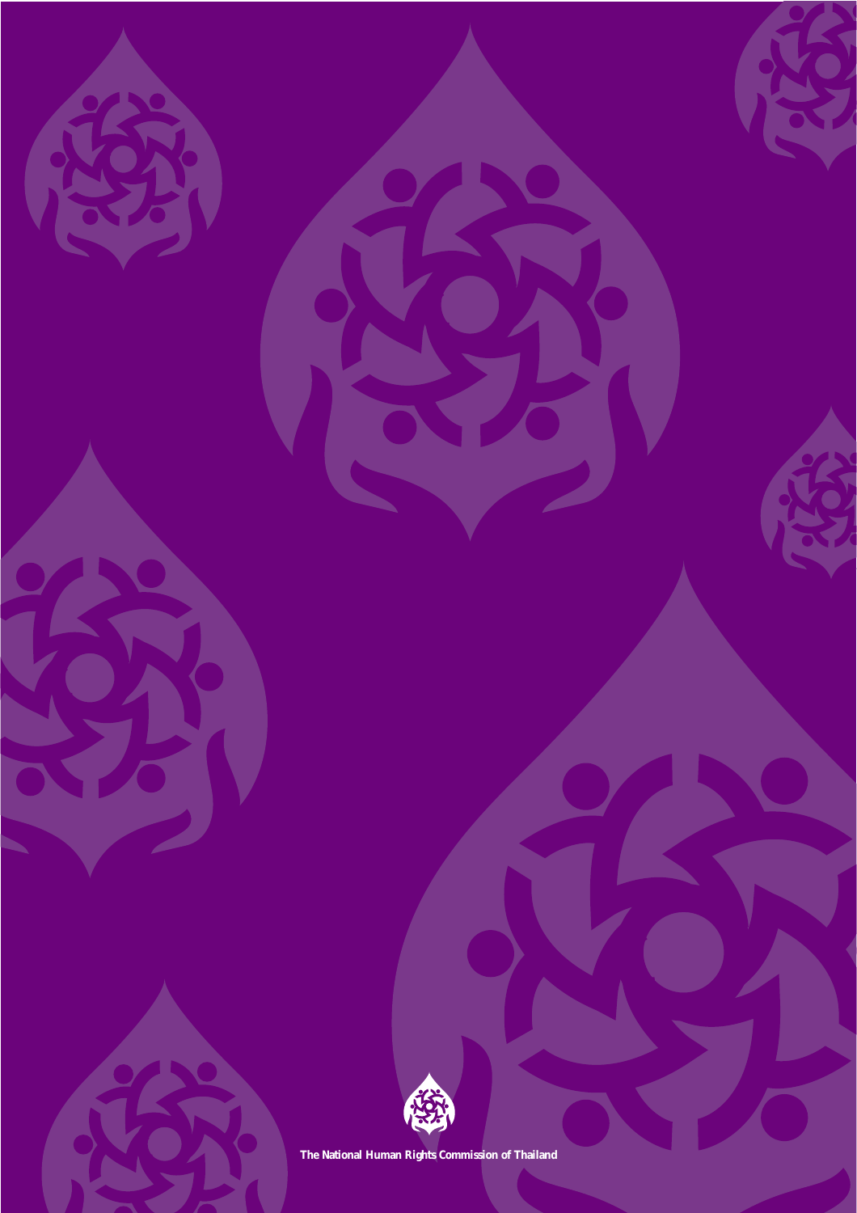The National Human Rights Commission of Thailand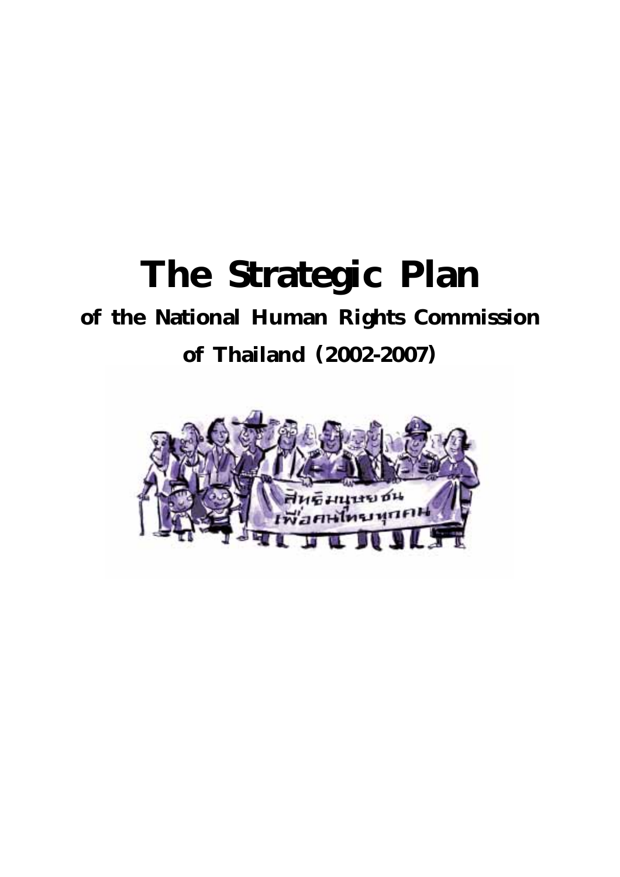# The Strategic Plan

## of the National Human Rights Commission of Thailand (2002-2007)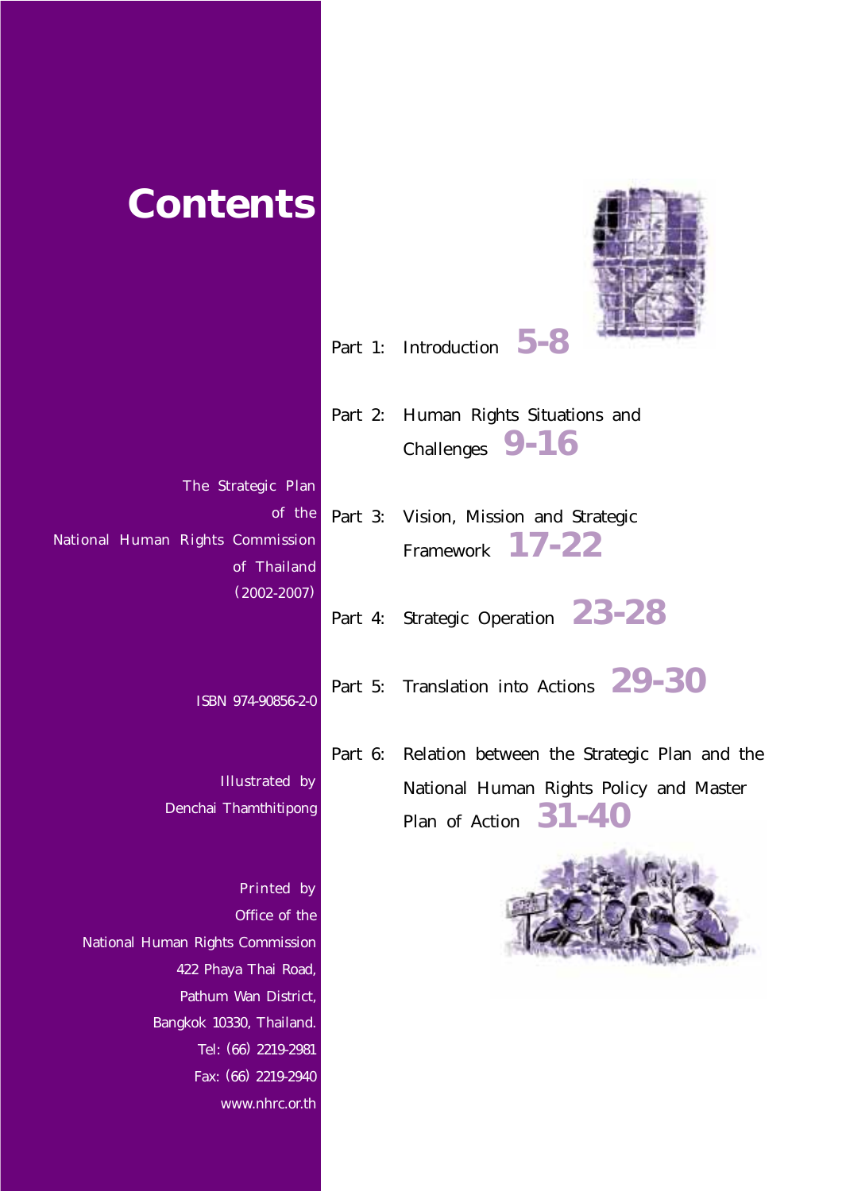# Contents

The Strategic Plan
of the
National Human Rights Commission
of Thailand
(2002-2007)

ISBN 974-90856-2-0

Illustrated by
Denchai Thamthitipong

Printed by
Office of the
National Human Rights Commission
422 Phaya Thai Road,
Pathum Wan District,
Bangkok 10330, Thailand.
Tel: (66) 2219-2981
Fax: (66) 2219-2940
www.nhrc.or.th

Part 1: Introduction **5-8**

Part 2: Human Rights Situations and Challenges **9-16**

Part 3: Vision, Mission and Strategic Framework **17-22**

Part 4: Strategic Operation **23-28**

Part 5: Translation into Actions **29-30**

Part 6: Relation between the Strategic Plan and the National Human Rights Policy and Master Plan of Action **31-40**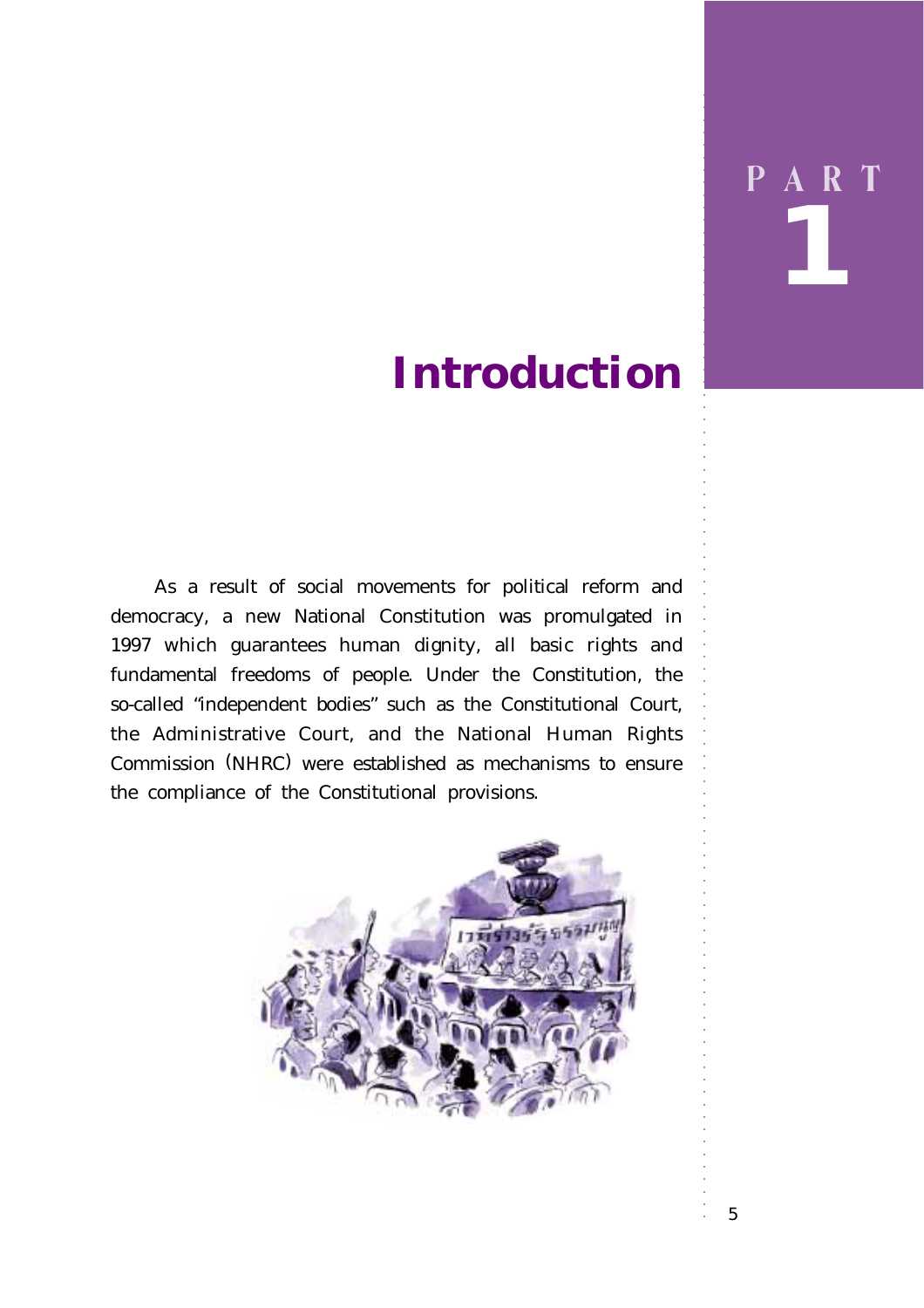# PART 1

# Introduction

As a result of social movements for political reform and democracy, a new National Constitution was promulgated in 1997 which guarantees human dignity, all basic rights and fundamental freedoms of people. Under the Constitution, the so-called "independent bodies" such as the Constitutional Court, the Administrative Court, and the National Human Rights Commission (NHRC) were established as mechanisms to ensure the compliance of the Constitutional provisions.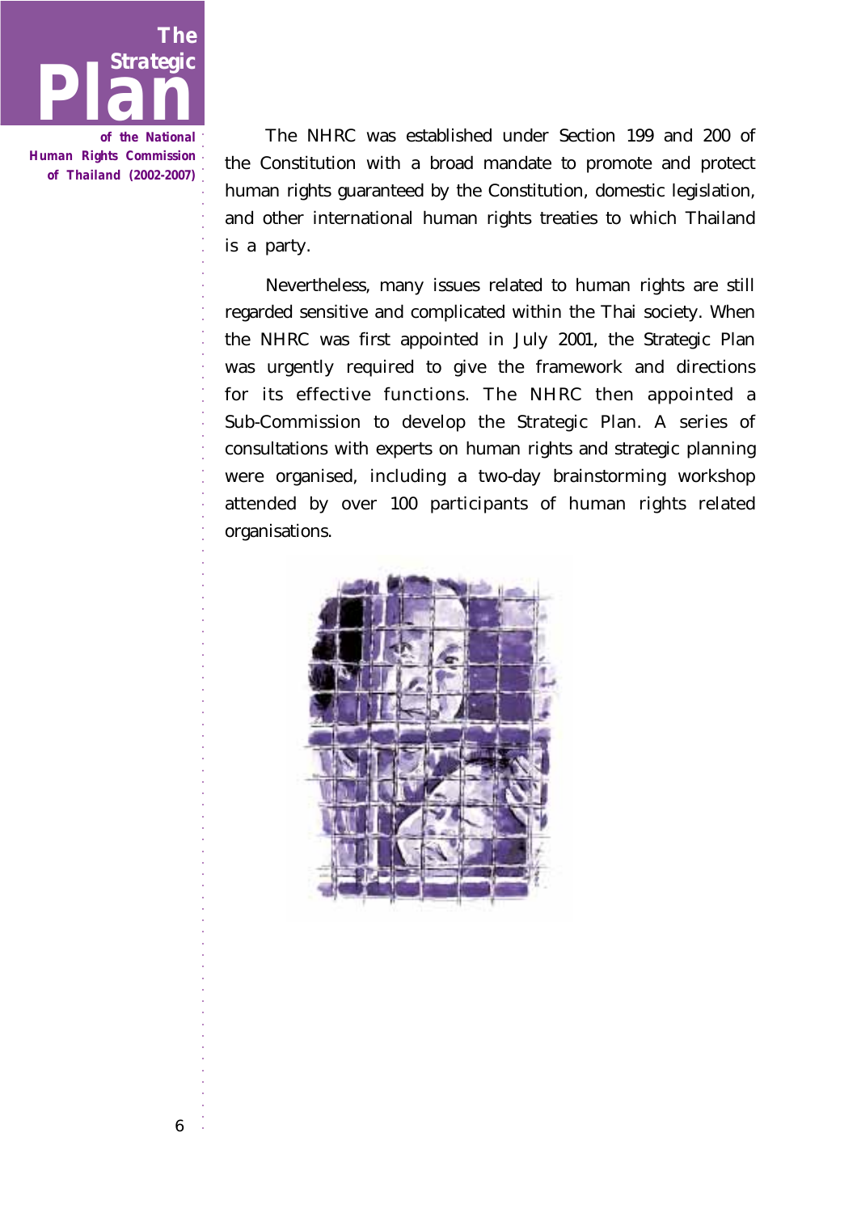The NHRC was established under Section 199 and 200 of the Constitution with a broad mandate to promote and protect human rights guaranteed by the Constitution, domestic legislation, and other international human rights treaties to which Thailand is a party.

Nevertheless, many issues related to human rights are still regarded sensitive and complicated within the Thai society. When the NHRC was first appointed in July 2001, the Strategic Plan was urgently required to give the framework and directions for its effective functions. The NHRC then appointed a Sub-Commission to develop the Strategic Plan. A series of consultations with experts on human rights and strategic planning were organised, including a two-day brainstorming workshop attended by over 100 participants of human rights related organisations.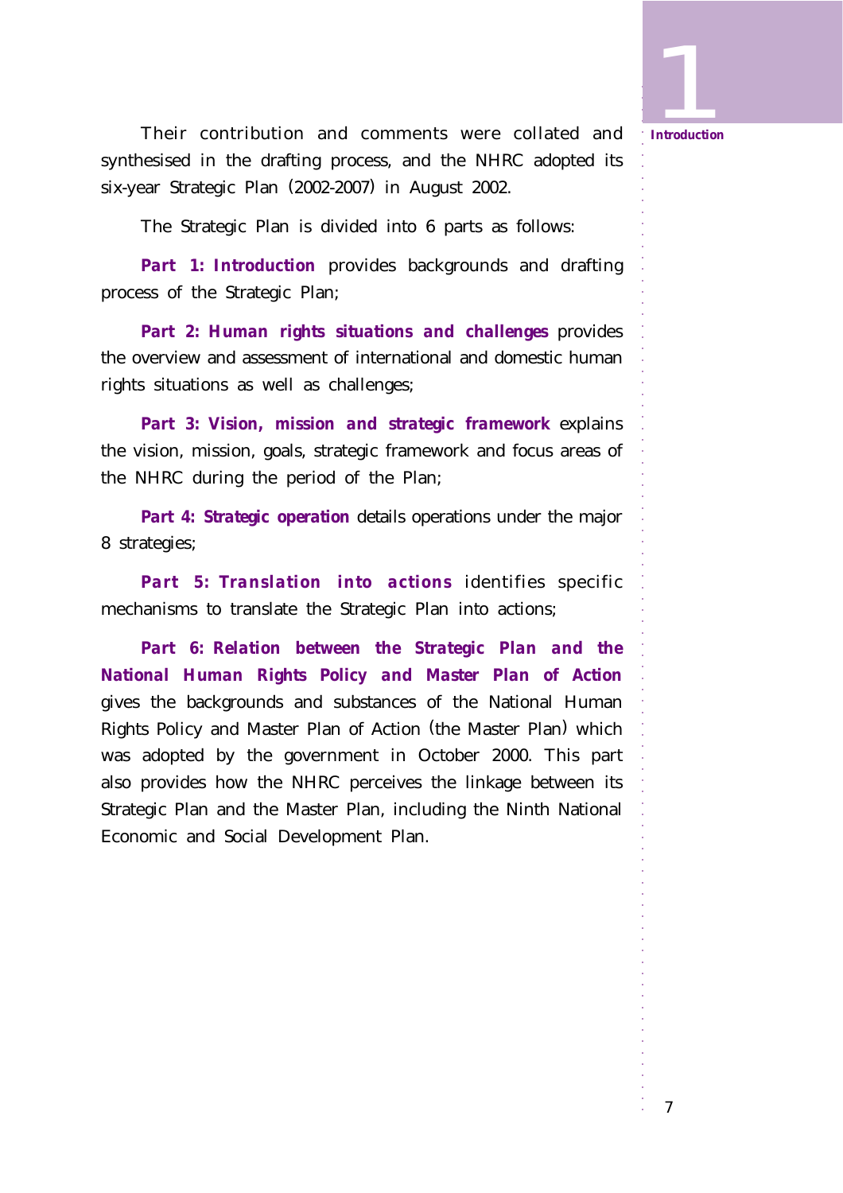Their contribution and comments were collated and synthesised in the drafting process, and the NHRC adopted its six-year Strategic Plan (2002-2007) in August 2002.

The Strategic Plan is divided into 6 parts as follows:

**Part 1: Introduction** provides backgrounds and drafting process of the Strategic Plan;

**Part 2: Human rights situations and challenges** provides the overview and assessment of international and domestic human rights situations as well as challenges;

**Part 3: Vision, mission and strategic framework** explains the vision, mission, goals, strategic framework and focus areas of the NHRC during the period of the Plan;

**Part 4: Strategic operation** details operations under the major 8 strategies;

**Part 5: Translation into actions** identifies specific mechanisms to translate the Strategic Plan into actions;

**Part 6: Relation between the Strategic Plan and the National Human Rights Policy and Master Plan of Action** gives the backgrounds and substances of the National Human Rights Policy and Master Plan of Action (the Master Plan) which was adopted by the government in October 2000. This part also provides how the NHRC perceives the linkage between its Strategic Plan and the Master Plan, including the Ninth National Economic and Social Development Plan.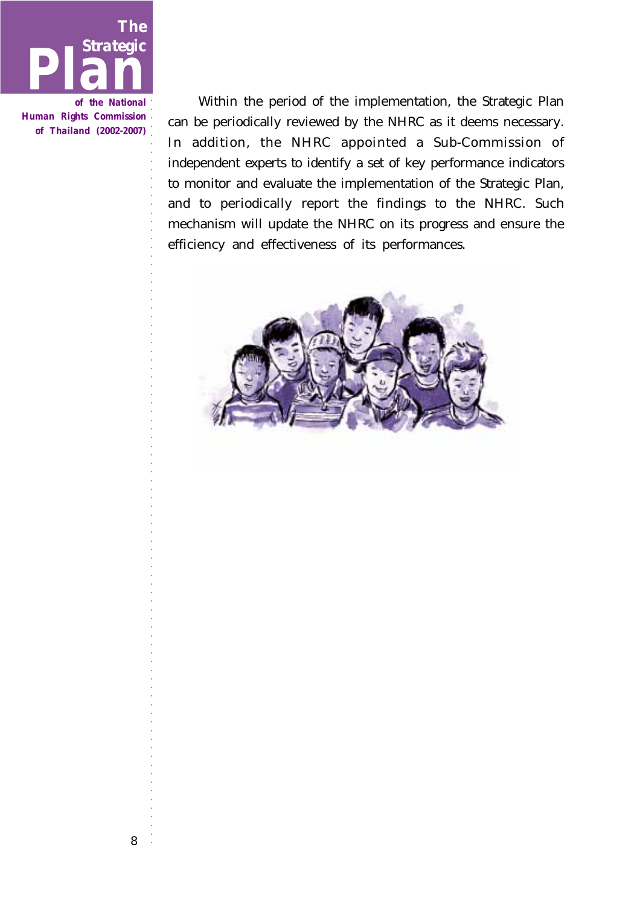Within the period of the implementation, the Strategic Plan can be periodically reviewed by the NHRC as it deems necessary. In addition, the NHRC appointed a Sub-Commission of independent experts to identify a set of key performance indicators to monitor and evaluate the implementation of the Strategic Plan, and to periodically report the findings to the NHRC. Such mechanism will update the NHRC on its progress and ensure the efficiency and effectiveness of its performances.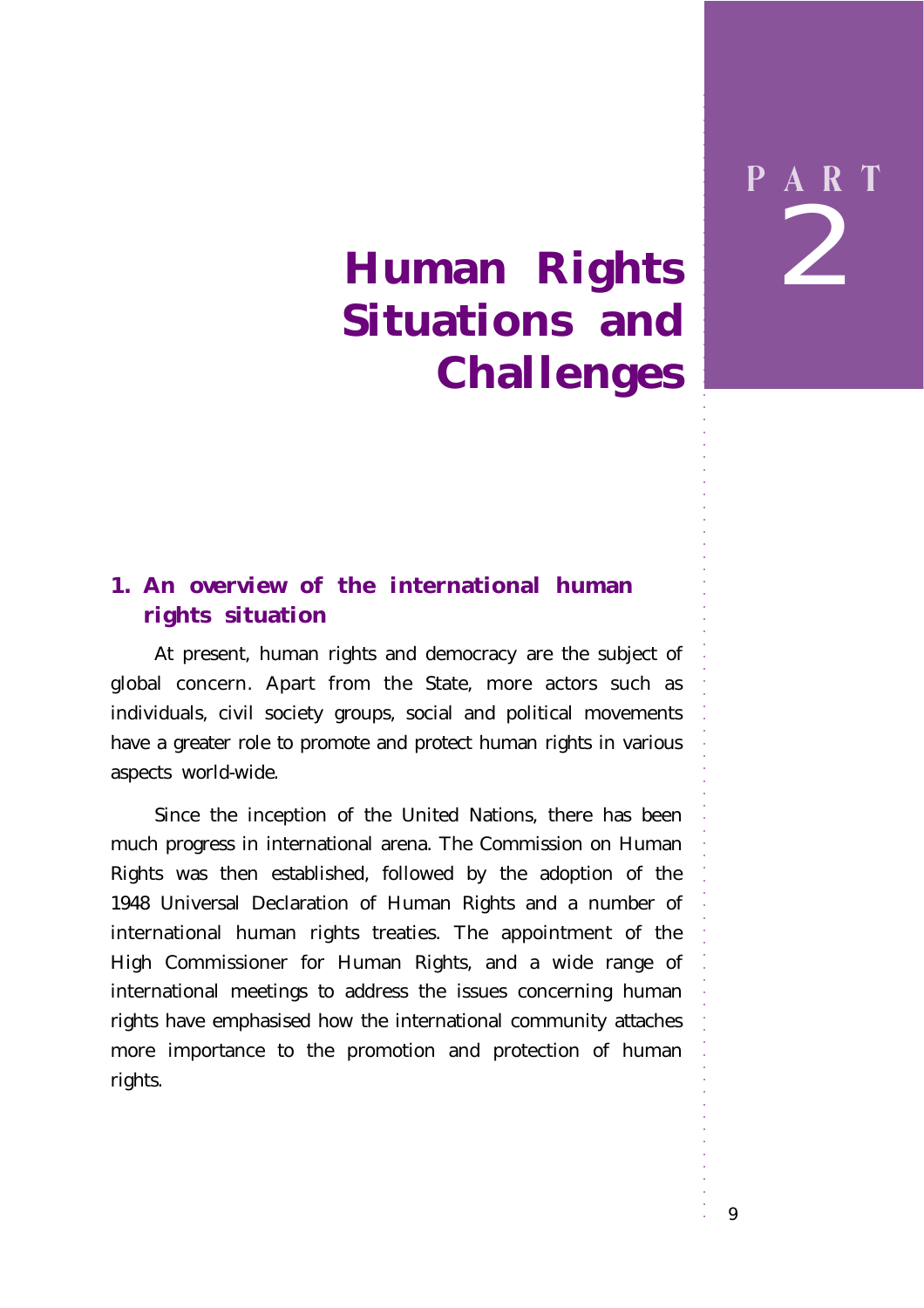# PART 2

# Human Rights Situations and Challenges

## 1. An overview of the international human rights situation

At present, human rights and democracy are the subject of global concern. Apart from the State, more actors such as individuals, civil society groups, social and political movements have a greater role to promote and protect human rights in various aspects world-wide.

Since the inception of the United Nations, there has been much progress in international arena. The Commission on Human Rights was then established, followed by the adoption of the 1948 Universal Declaration of Human Rights and a number of international human rights treaties. The appointment of the High Commissioner for Human Rights, and a wide range of international meetings to address the issues concerning human rights have emphasised how the international community attaches more importance to the promotion and protection of human rights.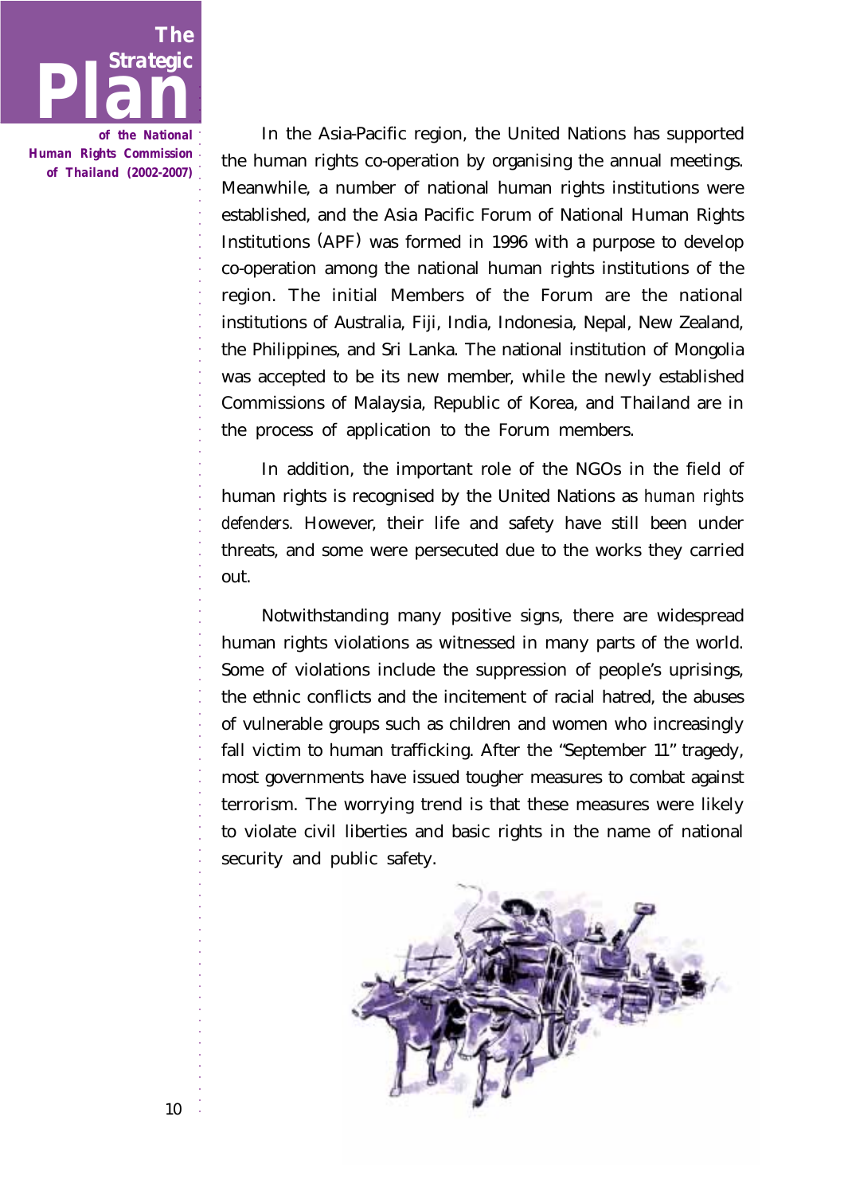In the Asia-Pacific region, the United Nations has supported the human rights co-operation by organising the annual meetings. Meanwhile, a number of national human rights institutions were established, and the Asia Pacific Forum of National Human Rights Institutions (APF) was formed in 1996 with a purpose to develop co-operation among the national human rights institutions of the region. The initial Members of the Forum are the national institutions of Australia, Fiji, India, Indonesia, Nepal, New Zealand, the Philippines, and Sri Lanka. The national institution of Mongolia was accepted to be its new member, while the newly established Commissions of Malaysia, Republic of Korea, and Thailand are in the process of application to the Forum members.

In addition, the important role of the NGOs in the field of human rights is recognised by the United Nations as *human rights defenders.* However, their life and safety have still been under threats, and some were persecuted due to the works they carried out.

Notwithstanding many positive signs, there are widespread human rights violations as witnessed in many parts of the world. Some of violations include the suppression of people's uprisings, the ethnic conflicts and the incitement of racial hatred, the abuses of vulnerable groups such as children and women who increasingly fall victim to human trafficking. After the "September 11" tragedy, most governments have issued tougher measures to combat against terrorism. The worrying trend is that these measures were likely to violate civil liberties and basic rights in the name of national security and public safety.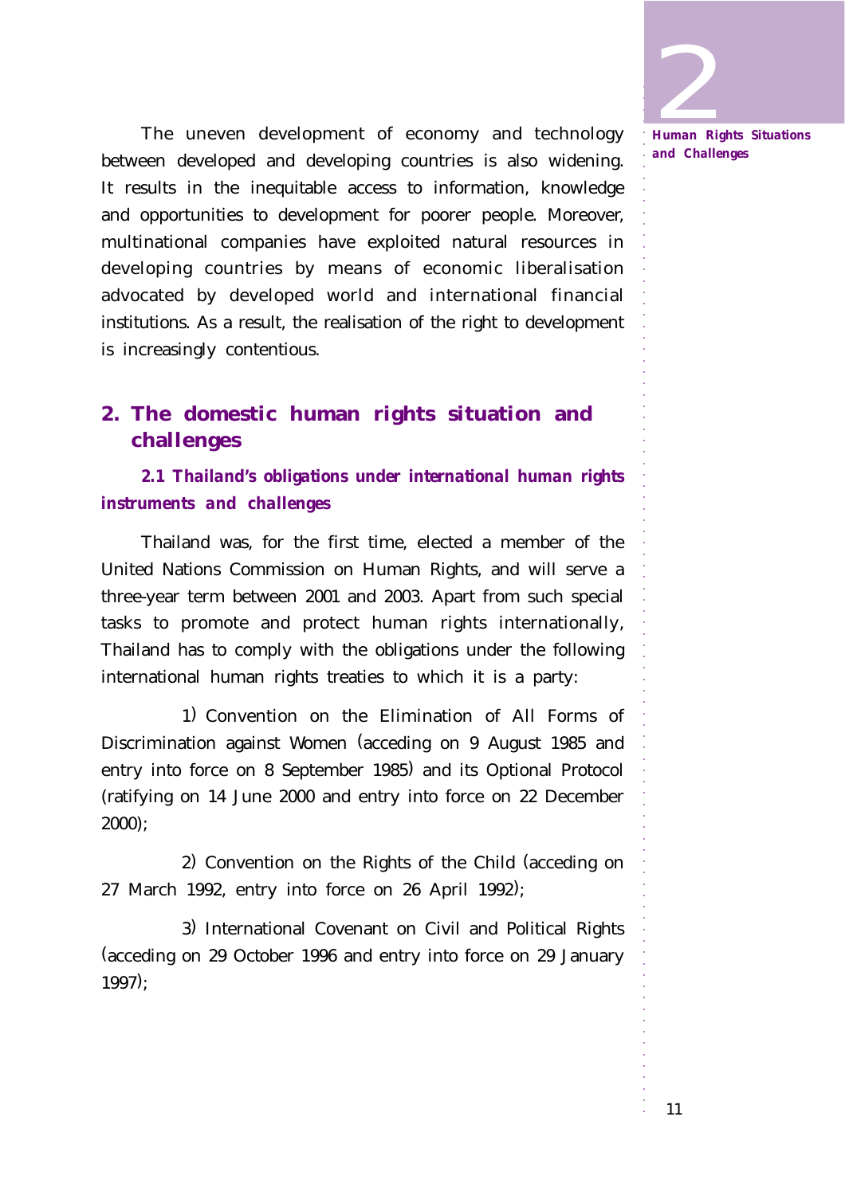The uneven development of economy and technology between developed and developing countries is also widening. It results in the inequitable access to information, knowledge and opportunities to development for poorer people. Moreover, multinational companies have exploited natural resources in developing countries by means of economic liberalisation advocated by developed world and international financial institutions. As a result, the realisation of the right to development is increasingly contentious.

## 2. The domestic human rights situation and challenges

### *2.1 Thailand's obligations under international human rights instruments and challenges*

Thailand was, for the first time, elected a member of the United Nations Commission on Human Rights, and will serve a three-year term between 2001 and 2003. Apart from such special tasks to promote and protect human rights internationally, Thailand has to comply with the obligations under the following international human rights treaties to which it is a party:

1) Convention on the Elimination of All Forms of Discrimination against Women (acceding on 9 August 1985 and entry into force on 8 September 1985) and its Optional Protocol (ratifying on 14 June 2000 and entry into force on 22 December 2000);

2) Convention on the Rights of the Child (acceding on 27 March 1992, entry into force on 26 April 1992);

3) International Covenant on Civil and Political Rights (acceding on 29 October 1996 and entry into force on 29 January 1997);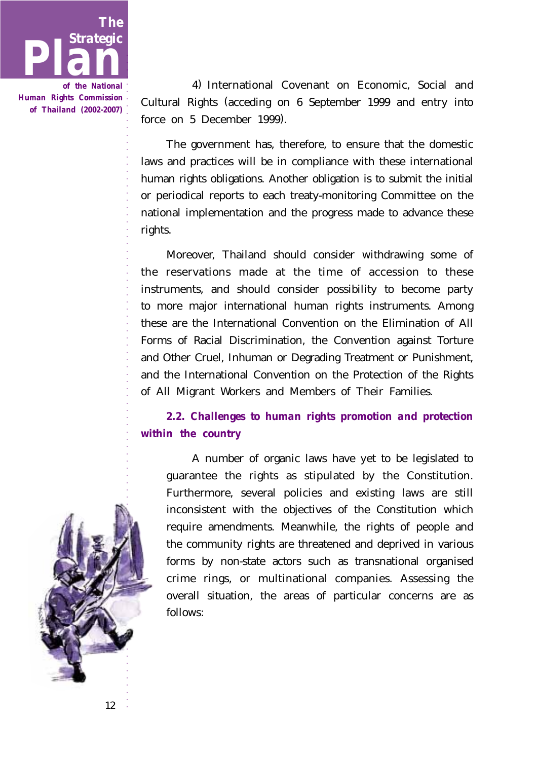4) International Covenant on Economic, Social and Cultural Rights (acceding on 6 September 1999 and entry into force on 5 December 1999).

The government has, therefore, to ensure that the domestic laws and practices will be in compliance with these international human rights obligations. Another obligation is to submit the initial or periodical reports to each treaty-monitoring Committee on the national implementation and the progress made to advance these rights.

Moreover, Thailand should consider withdrawing some of the reservations made at the time of accession to these instruments, and should consider possibility to become party to more major international human rights instruments. Among these are the International Convention on the Elimination of All Forms of Racial Discrimination, the Convention against Torture and Other Cruel, Inhuman or Degrading Treatment or Punishment, and the International Convention on the Protection of the Rights of All Migrant Workers and Members of Their Families.

### *2.2. Challenges to human rights promotion and protection within the country*

A number of organic laws have yet to be legislated to guarantee the rights as stipulated by the Constitution. Furthermore, several policies and existing laws are still inconsistent with the objectives of the Constitution which require amendments. Meanwhile, the rights of people and the community rights are threatened and deprived in various forms by non-state actors such as transnational organised crime rings, or multinational companies. Assessing the overall situation, the areas of particular concerns are as follows: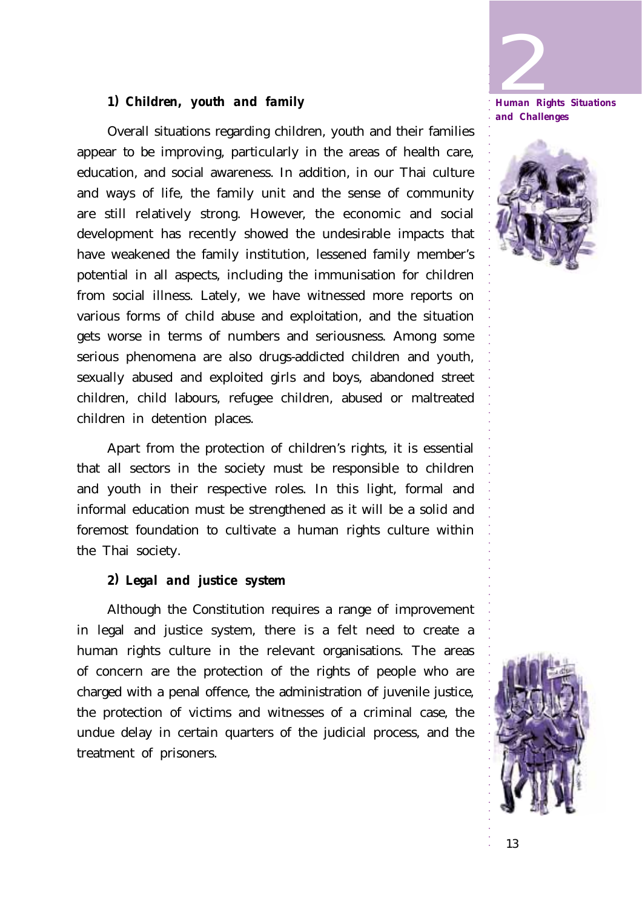#### 1) Children, youth and family

Overall situations regarding children, youth and their families appear to be improving, particularly in the areas of health care, education, and social awareness. In addition, in our Thai culture and ways of life, the family unit and the sense of community are still relatively strong. However, the economic and social development has recently showed the undesirable impacts that have weakened the family institution, lessened family member's potential in all aspects, including the immunisation for children from social illness. Lately, we have witnessed more reports on various forms of child abuse and exploitation, and the situation gets worse in terms of numbers and seriousness. Among some serious phenomena are also drugs-addicted children and youth, sexually abused and exploited girls and boys, abandoned street children, child labours, refugee children, abused or maltreated children in detention places.

Apart from the protection of children's rights, it is essential that all sectors in the society must be responsible to children and youth in their respective roles. In this light, formal and informal education must be strengthened as it will be a solid and foremost foundation to cultivate a human rights culture within the Thai society.

#### 2) Legal and justice system

Although the Constitution requires a range of improvement in legal and justice system, there is a felt need to create a human rights culture in the relevant organisations. The areas of concern are the protection of the rights of people who are charged with a penal offence, the administration of juvenile justice, the protection of victims and witnesses of a criminal case, the undue delay in certain quarters of the judicial process, and the treatment of prisoners.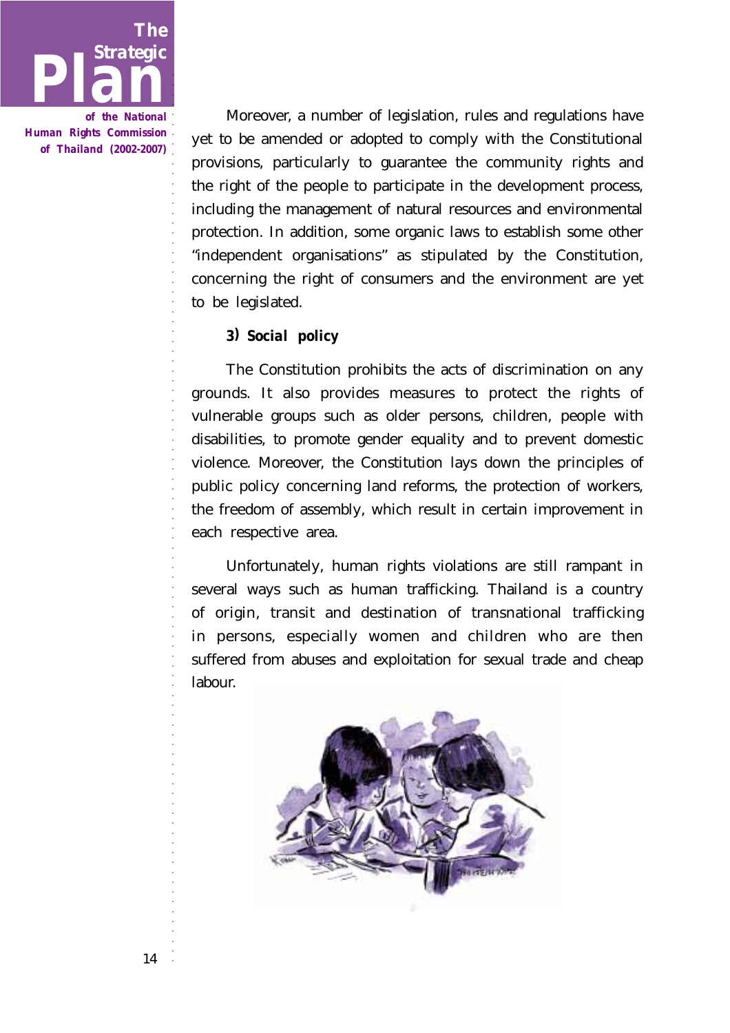Moreover, a number of legislation, rules and regulations have yet to be amended or adopted to comply with the Constitutional provisions, particularly to guarantee the community rights and the right of the people to participate in the development process, including the management of natural resources and environmental protection. In addition, some organic laws to establish some other "independent organisations" as stipulated by the Constitution, concerning the right of consumers and the environment are yet to be legislated.

**3) *Social policy***

The Constitution prohibits the acts of discrimination on any grounds. It also provides measures to protect the rights of vulnerable groups such as older persons, children, people with disabilities, to promote gender equality and to prevent domestic violence. Moreover, the Constitution lays down the principles of public policy concerning land reforms, the protection of workers, the freedom of assembly, which result in certain improvement in each respective area.

Unfortunately, human rights violations are still rampant in several ways such as human trafficking. Thailand is a country of origin, transit and destination of transnational trafficking in persons, especially women and children who are then suffered from abuses and exploitation for sexual trade and cheap labour.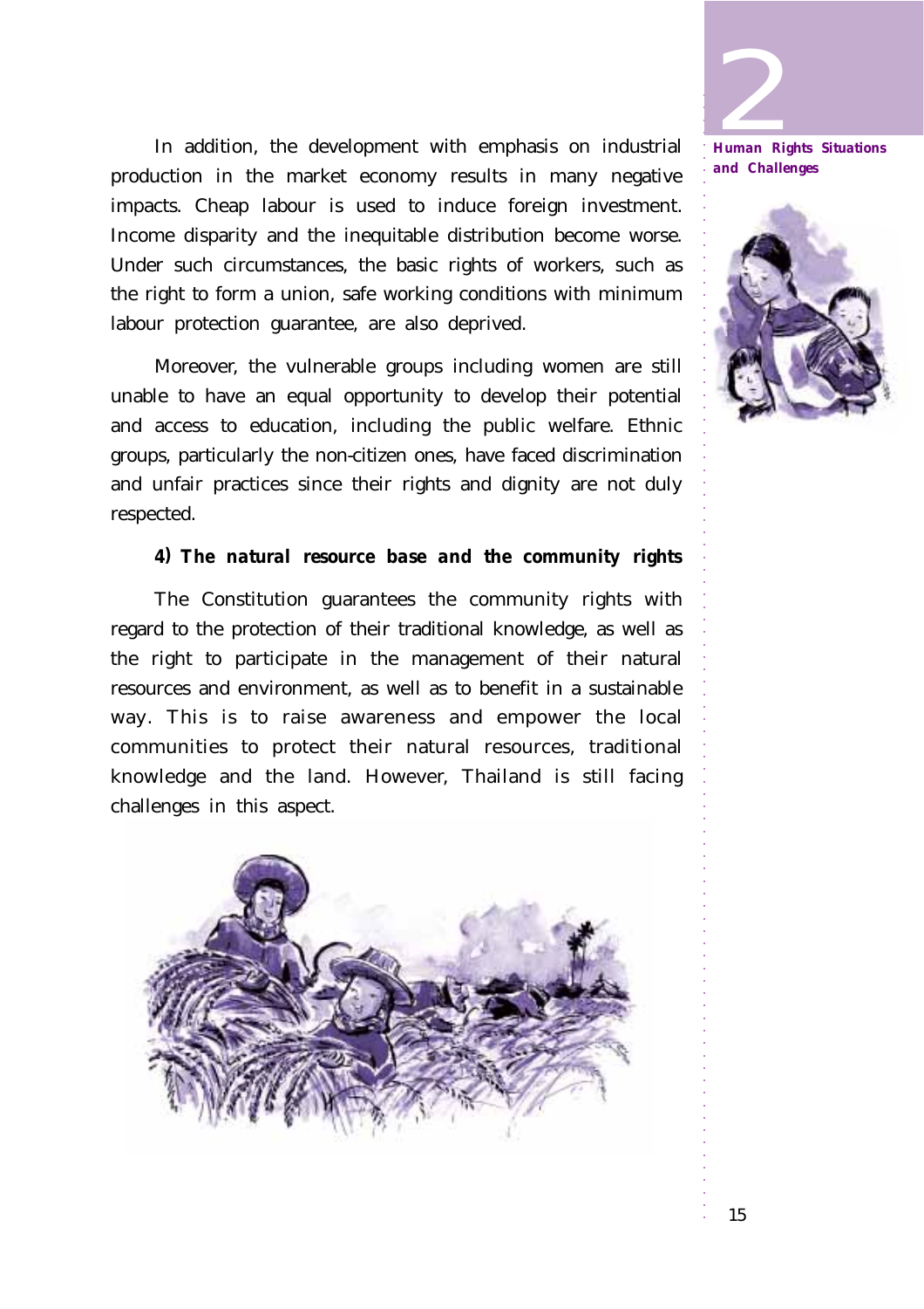In addition, the development with emphasis on industrial production in the market economy results in many negative impacts. Cheap labour is used to induce foreign investment. Income disparity and the inequitable distribution become worse. Under such circumstances, the basic rights of workers, such as the right to form a union, safe working conditions with minimum labour protection guarantee, are also deprived.

Moreover, the vulnerable groups including women are still unable to have an equal opportunity to develop their potential and access to education, including the public welfare. Ethnic groups, particularly the non-citizen ones, have faced discrimination and unfair practices since their rights and dignity are not duly respected.

**4) The natural resource base and the community rights**

The Constitution guarantees the community rights with regard to the protection of their traditional knowledge, as well as the right to participate in the management of their natural resources and environment, as well as to benefit in a sustainable way. This is to raise awareness and empower the local communities to protect their natural resources, traditional knowledge and the land. However, Thailand is still facing challenges in this aspect.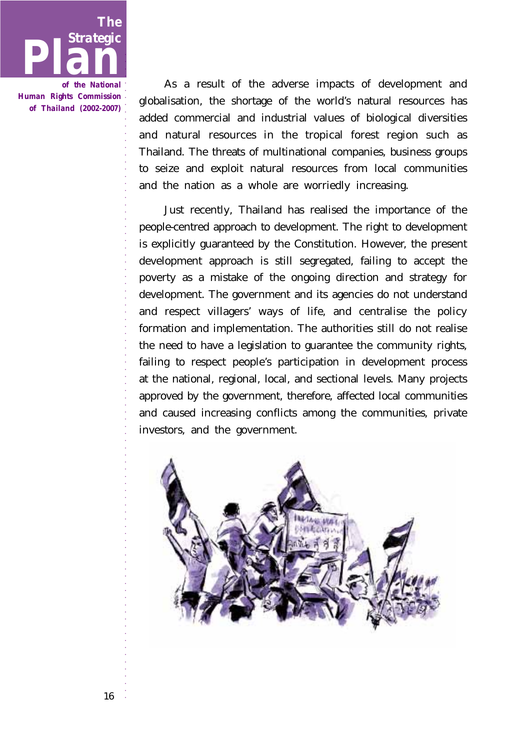As a result of the adverse impacts of development and globalisation, the shortage of the world's natural resources has added commercial and industrial values of biological diversities and natural resources in the tropical forest region such as Thailand. The threats of multinational companies, business groups to seize and exploit natural resources from local communities and the nation as a whole are worriedly increasing.

Just recently, Thailand has realised the importance of the people-centred approach to development. The right to development is explicitly guaranteed by the Constitution. However, the present development approach is still segregated, failing to accept the poverty as a mistake of the ongoing direction and strategy for development. The government and its agencies do not understand and respect villagers' ways of life, and centralise the policy formation and implementation. The authorities still do not realise the need to have a legislation to guarantee the community rights, failing to respect people's participation in development process at the national, regional, local, and sectional levels. Many projects approved by the government, therefore, affected local communities and caused increasing conflicts among the communities, private investors, and the government.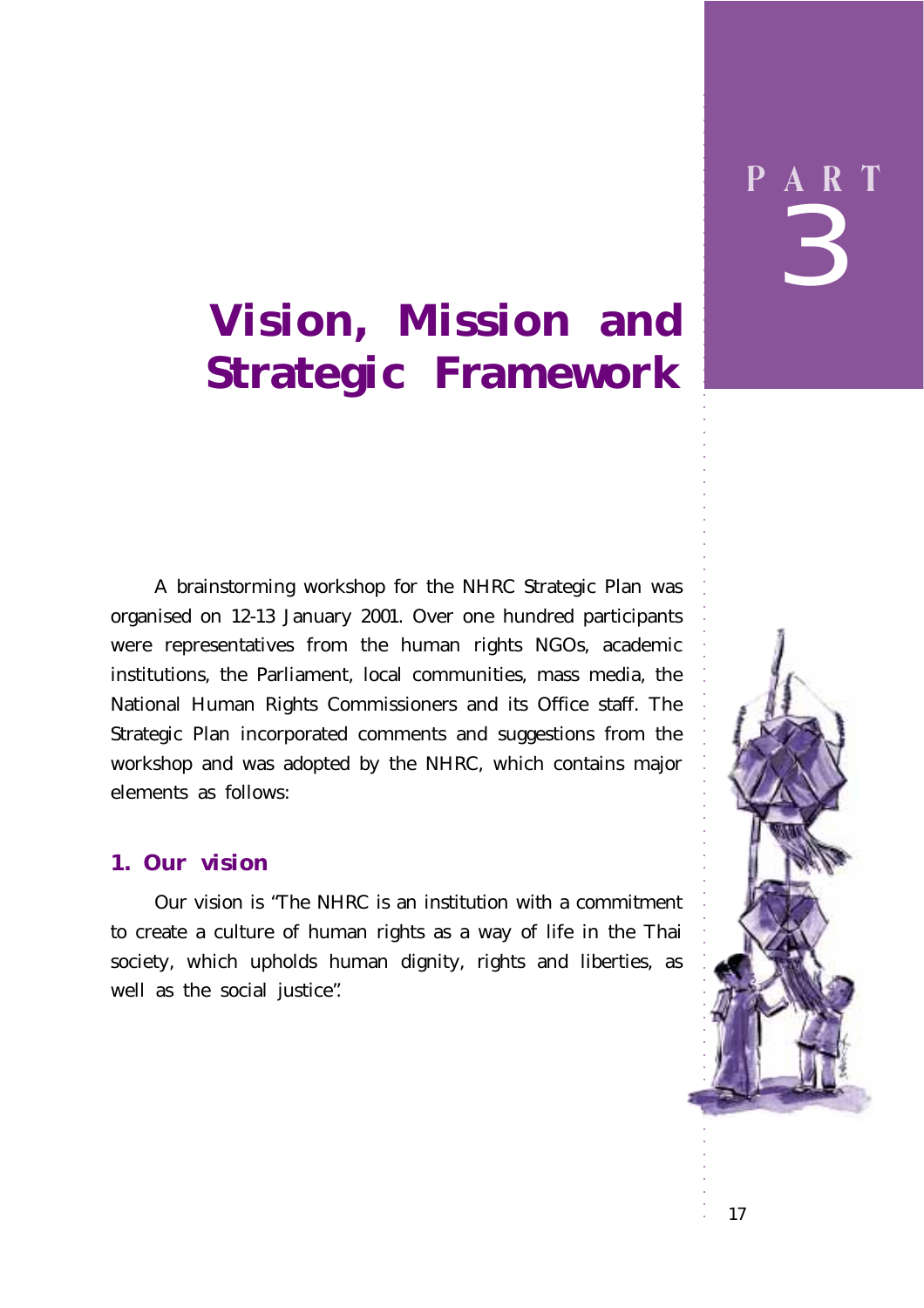# PART 3

# Vision, Mission and Strategic Framework

A brainstorming workshop for the NHRC Strategic Plan was organised on 12-13 January 2001. Over one hundred participants were representatives from the human rights NGOs, academic institutions, the Parliament, local communities, mass media, the National Human Rights Commissioners and its Office staff. The Strategic Plan incorporated comments and suggestions from the workshop and was adopted by the NHRC, which contains major elements as follows:

## 1. Our vision

Our vision is "The NHRC is an institution with a commitment to create a culture of human rights as a way of life in the Thai society, which upholds human dignity, rights and liberties, as well as the social justice".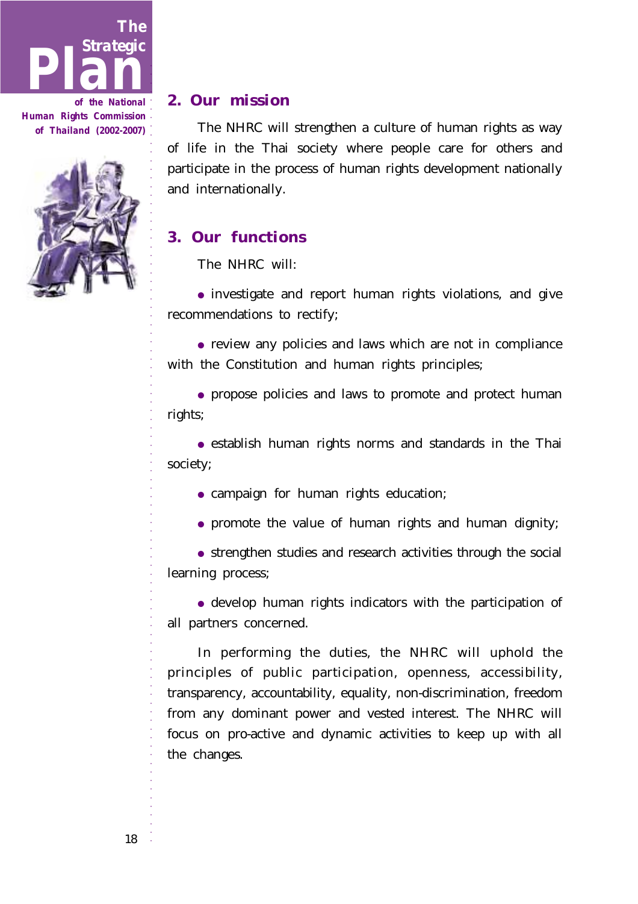## 2. Our mission

The NHRC will strengthen a culture of human rights as way of life in the Thai society where people care for others and participate in the process of human rights development nationally and internationally.

## 3. Our functions

The NHRC will:

- investigate and report human rights violations, and give recommendations to rectify;
- review any policies and laws which are not in compliance with the Constitution and human rights principles;
- propose policies and laws to promote and protect human rights;
- establish human rights norms and standards in the Thai society;
- campaign for human rights education;
- promote the value of human rights and human dignity;
- strengthen studies and research activities through the social learning process;
- develop human rights indicators with the participation of all partners concerned.

In performing the duties, the NHRC will uphold the principles of public participation, openness, accessibility, transparency, accountability, equality, non-discrimination, freedom from any dominant power and vested interest. The NHRC will focus on pro-active and dynamic activities to keep up with all the changes.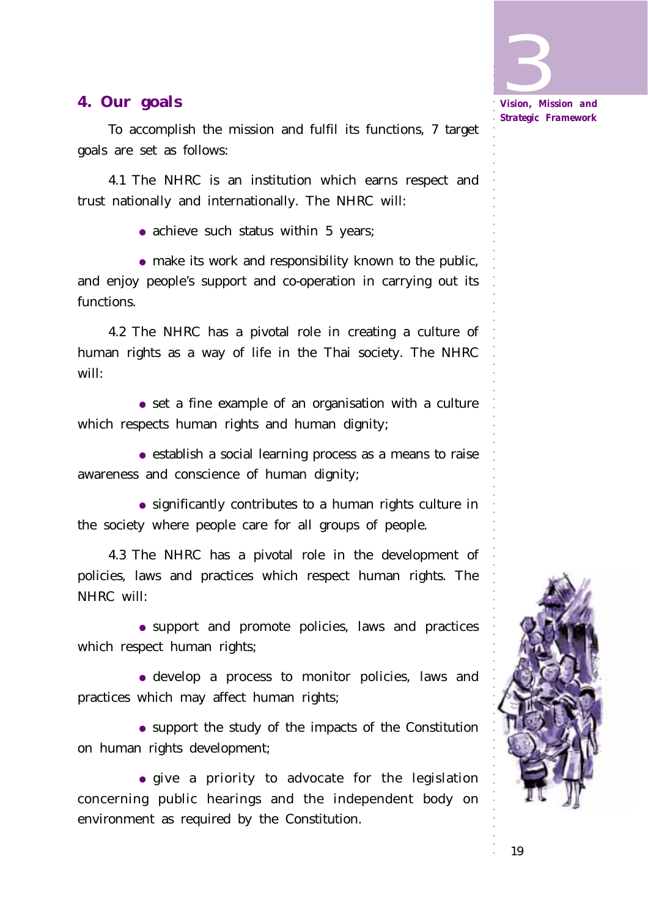## 4. Our goals

To accomplish the mission and fulfil its functions, 7 target goals are set as follows:

4.1 The NHRC is an institution which earns respect and trust nationally and internationally. The NHRC will:

- achieve such status within 5 years;
- make its work and responsibility known to the public, and enjoy people's support and co-operation in carrying out its functions.

4.2 The NHRC has a pivotal role in creating a culture of human rights as a way of life in the Thai society. The NHRC will:

- set a fine example of an organisation with a culture which respects human rights and human dignity;
- establish a social learning process as a means to raise awareness and conscience of human dignity;
- significantly contributes to a human rights culture in the society where people care for all groups of people.

4.3 The NHRC has a pivotal role in the development of policies, laws and practices which respect human rights. The NHRC will:

- support and promote policies, laws and practices which respect human rights;
- develop a process to monitor policies, laws and practices which may affect human rights;
- support the study of the impacts of the Constitution on human rights development;
- give a priority to advocate for the legislation concerning public hearings and the independent body on environment as required by the Constitution.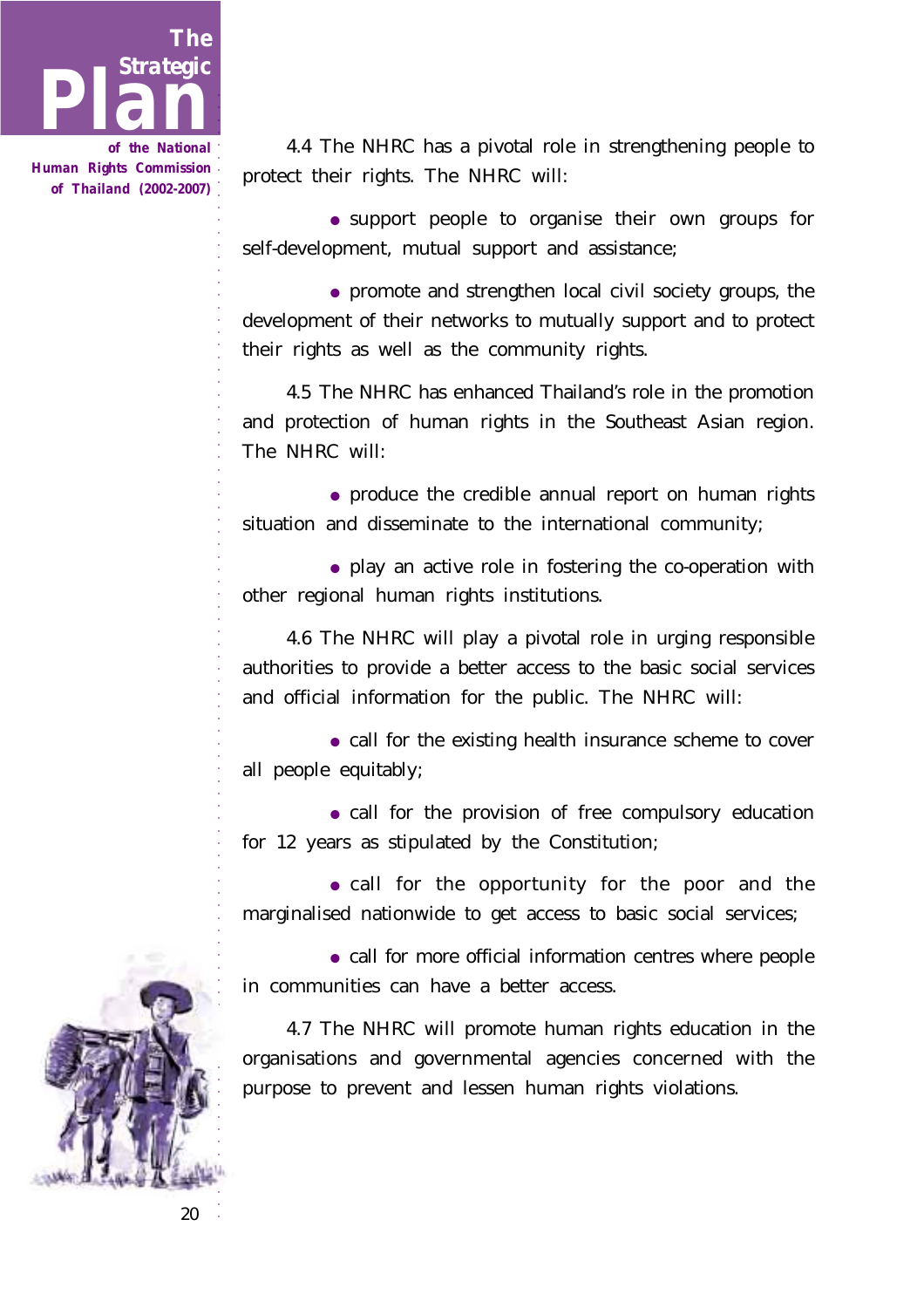4.4 The NHRC has a pivotal role in strengthening people to protect their rights. The NHRC will:

- support people to organise their own groups for self-development, mutual support and assistance;
- promote and strengthen local civil society groups, the development of their networks to mutually support and to protect their rights as well as the community rights.

4.5 The NHRC has enhanced Thailand's role in the promotion and protection of human rights in the Southeast Asian region. The NHRC will:

- produce the credible annual report on human rights situation and disseminate to the international community;
- play an active role in fostering the co-operation with other regional human rights institutions.

4.6 The NHRC will play a pivotal role in urging responsible authorities to provide a better access to the basic social services and official information for the public. The NHRC will:

- call for the existing health insurance scheme to cover all people equitably;
- call for the provision of free compulsory education for 12 years as stipulated by the Constitution;
- call for the opportunity for the poor and the marginalised nationwide to get access to basic social services;
- call for more official information centres where people in communities can have a better access.

4.7 The NHRC will promote human rights education in the organisations and governmental agencies concerned with the purpose to prevent and lessen human rights violations.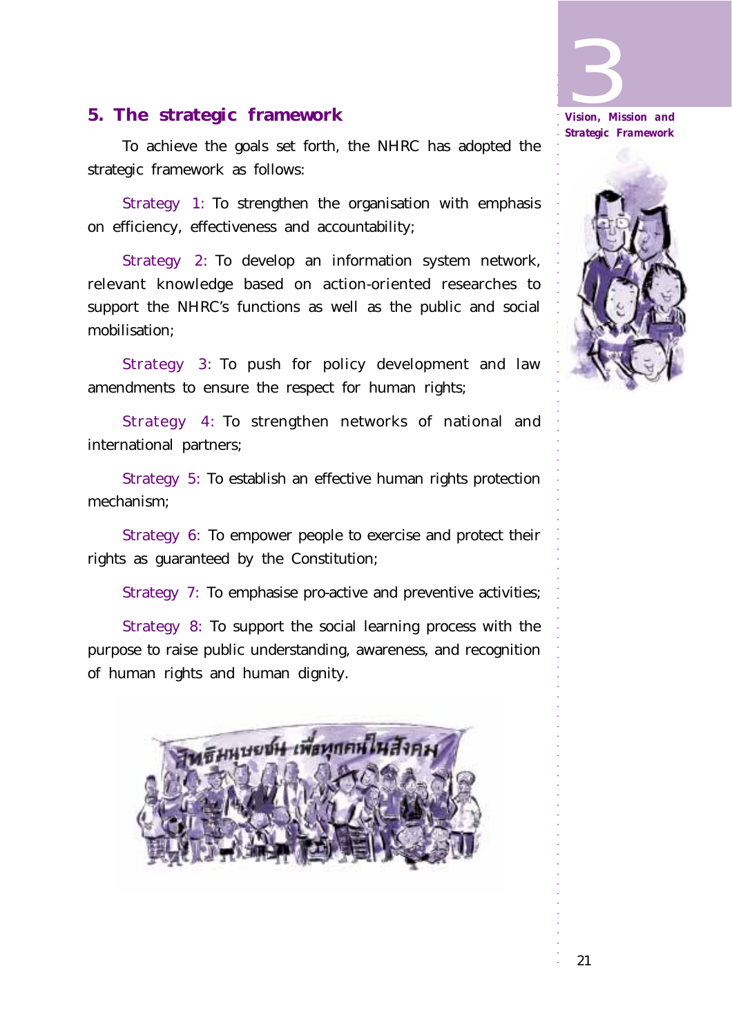## 5. The strategic framework

To achieve the goals set forth, the NHRC has adopted the strategic framework as follows:

Strategy 1: To strengthen the organisation with emphasis on efficiency, effectiveness and accountability;

Strategy 2: To develop an information system network, relevant knowledge based on action-oriented researches to support the NHRC's functions as well as the public and social mobilisation;

Strategy 3: To push for policy development and law amendments to ensure the respect for human rights;

Strategy 4: To strengthen networks of national and international partners;

Strategy 5: To establish an effective human rights protection mechanism;

Strategy 6: To empower people to exercise and protect their rights as guaranteed by the Constitution;

Strategy 7: To emphasise pro-active and preventive activities;

Strategy 8: To support the social learning process with the purpose to raise public understanding, awareness, and recognition of human rights and human dignity.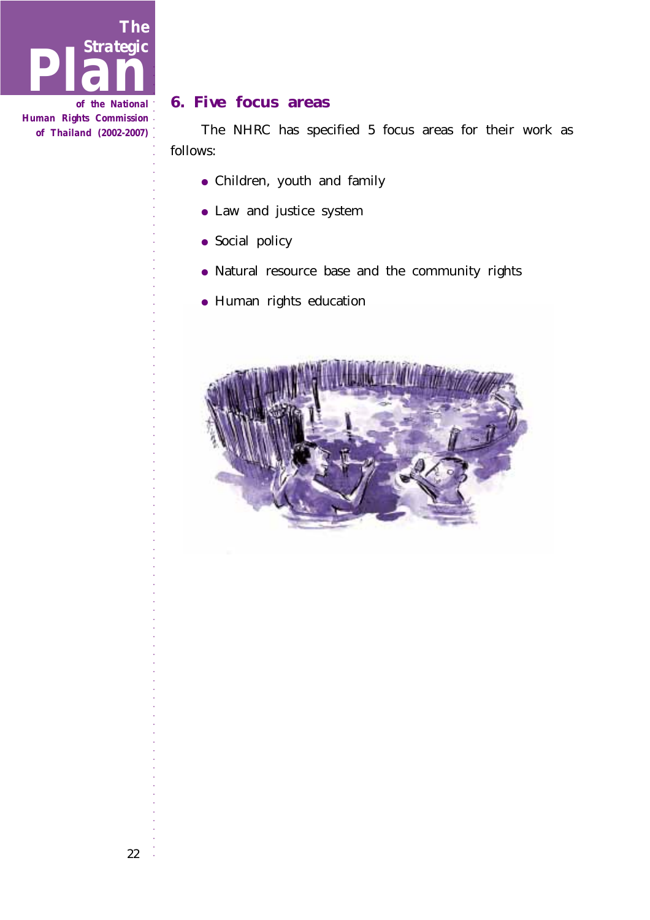## 6. Five focus areas

The NHRC has specified 5 focus areas for their work as follows:

- Children, youth and family
- Law and justice system
- Social policy
- Natural resource base and the community rights
- Human rights education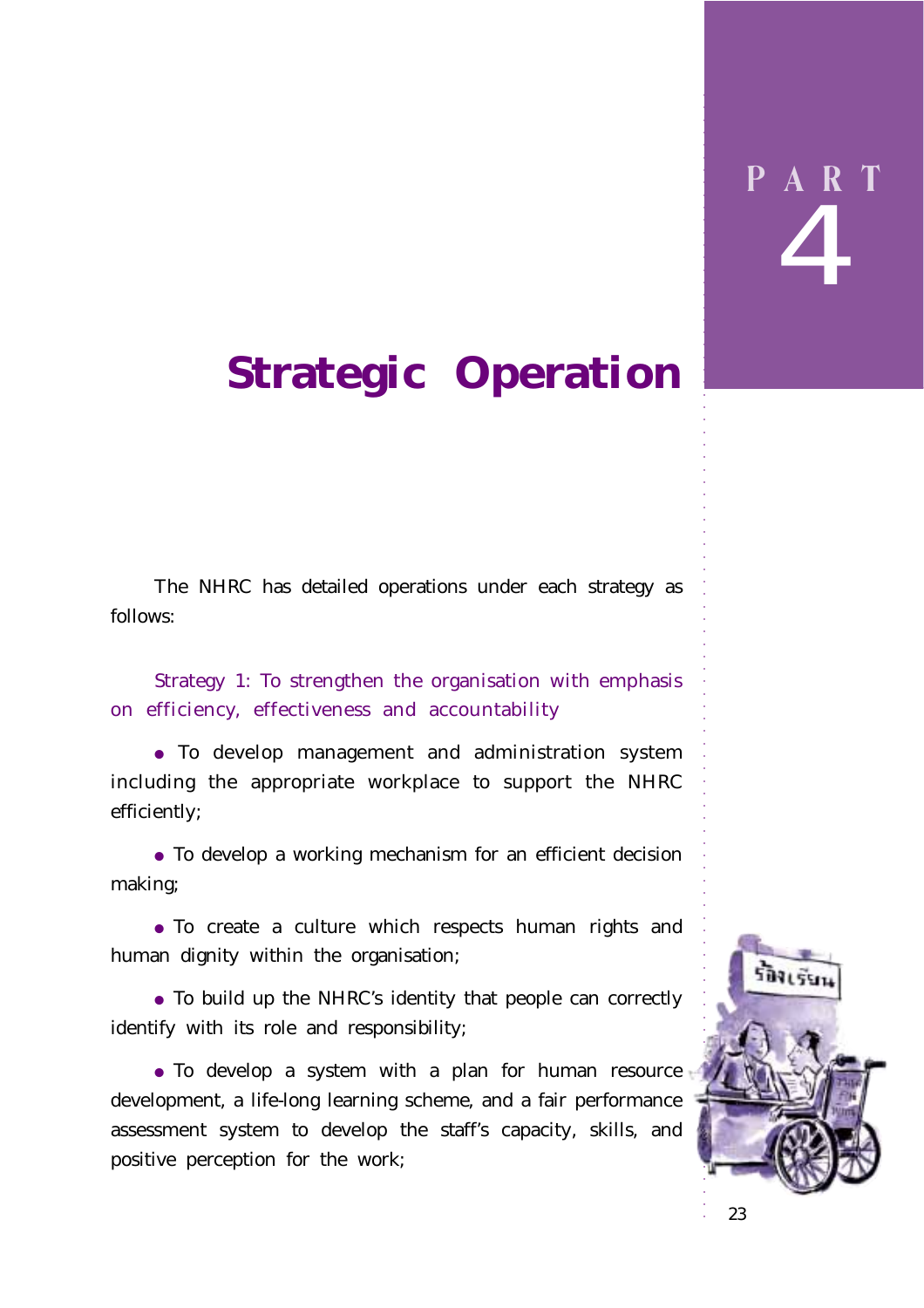# PART 4

# Strategic Operation

The NHRC has detailed operations under each strategy as follows:

Strategy 1: To strengthen the organisation with emphasis on efficiency, effectiveness and accountability

- To develop management and administration system including the appropriate workplace to support the NHRC efficiently;
- To develop a working mechanism for an efficient decision making;
- To create a culture which respects human rights and human dignity within the organisation;
- To build up the NHRC's identity that people can correctly identify with its role and responsibility;
- To develop a system with a plan for human resource development, a life-long learning scheme, and a fair performance assessment system to develop the staff's capacity, skills, and positive perception for the work;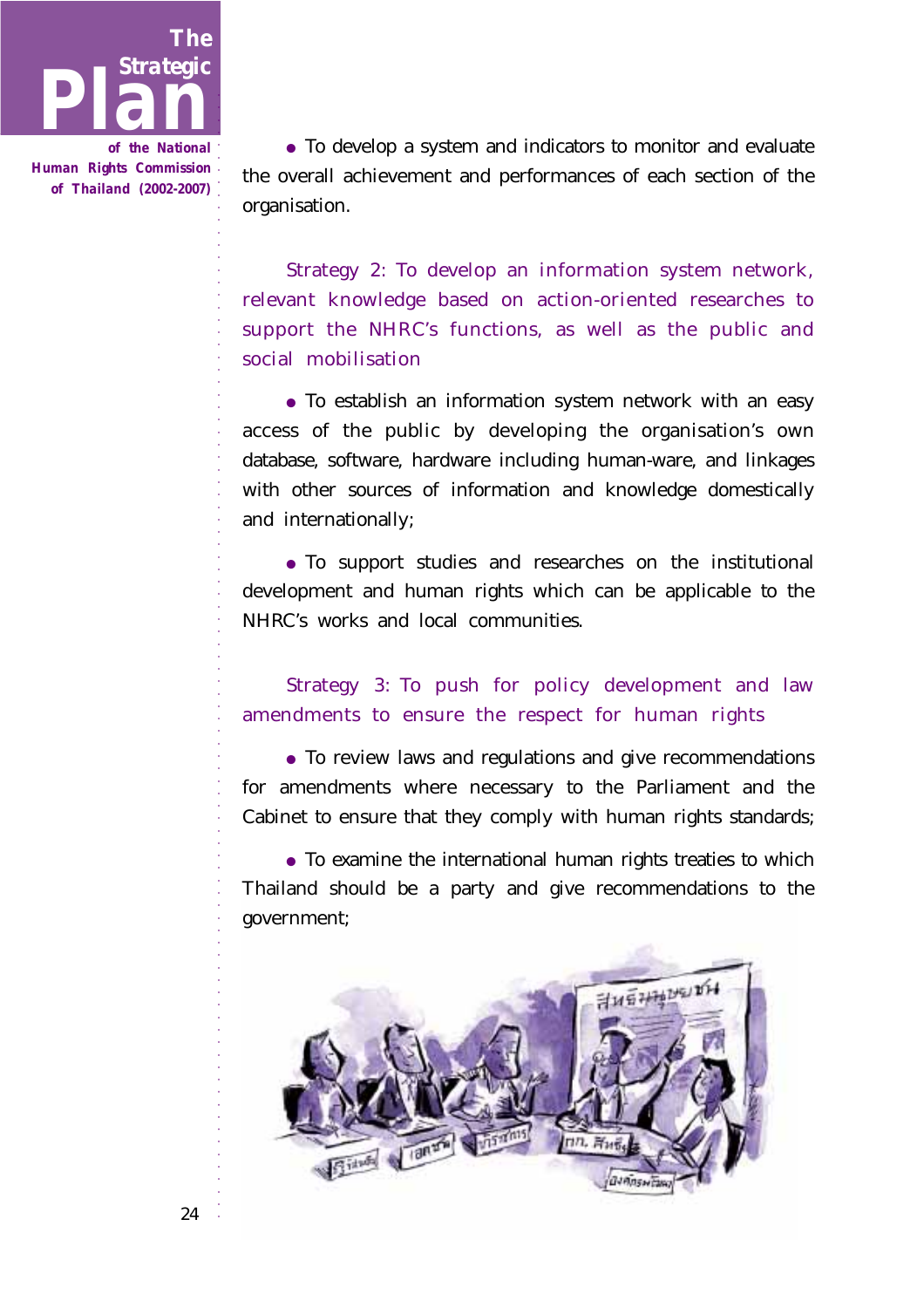- To develop a system and indicators to monitor and evaluate the overall achievement and performances of each section of the organisation.

### Strategy 2: To develop an information system network, relevant knowledge based on action-oriented researches to support the NHRC's functions, as well as the public and social mobilisation

- To establish an information system network with an easy access of the public by developing the organisation's own database, software, hardware including human-ware, and linkages with other sources of information and knowledge domestically and internationally;

- To support studies and researches on the institutional development and human rights which can be applicable to the NHRC's works and local communities.

### Strategy 3: To push for policy development and law amendments to ensure the respect for human rights

- To review laws and regulations and give recommendations for amendments where necessary to the Parliament and the Cabinet to ensure that they comply with human rights standards;

- To examine the international human rights treaties to which Thailand should be a party and give recommendations to the government;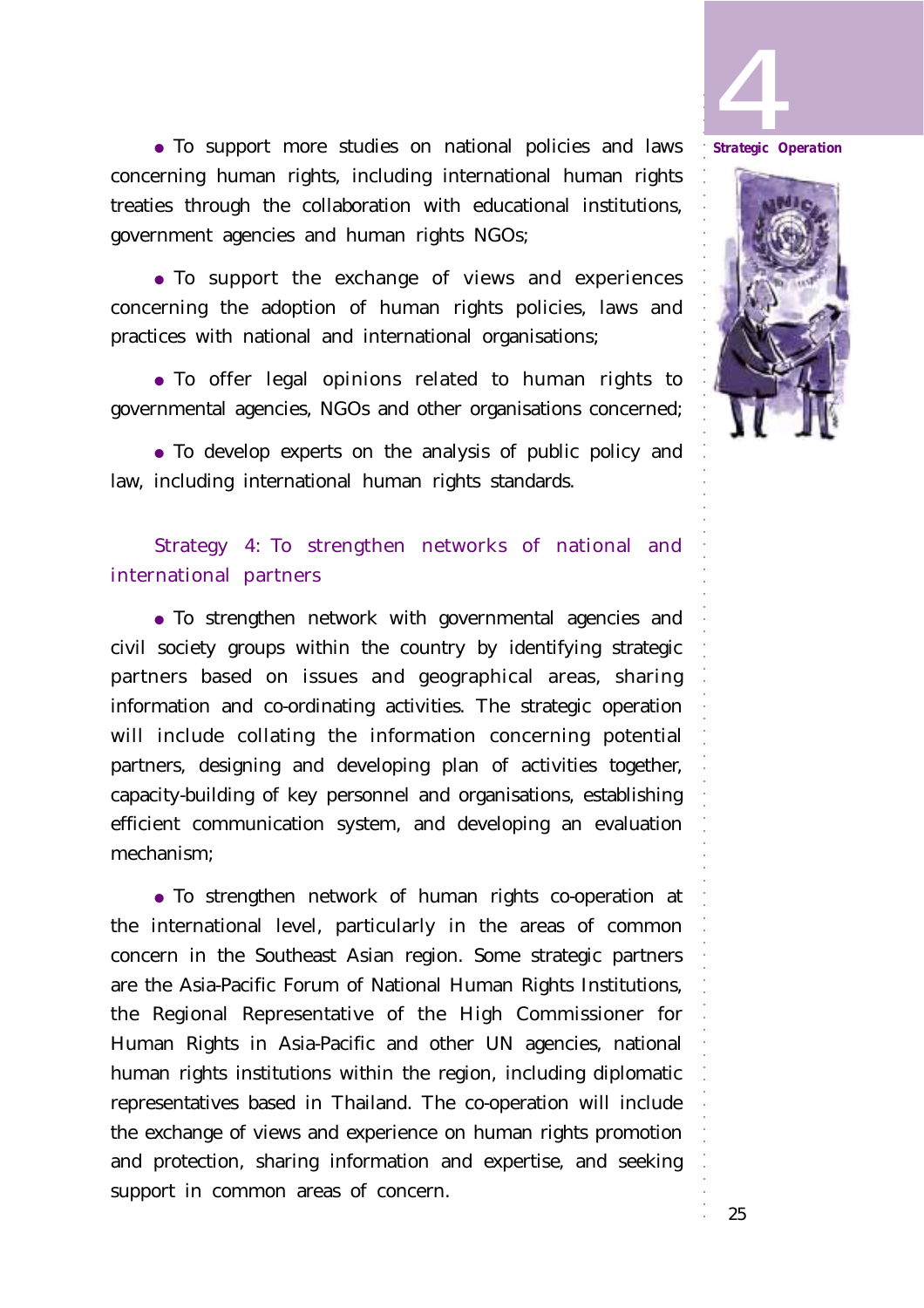- To support more studies on national policies and laws concerning human rights, including international human rights treaties through the collaboration with educational institutions, government agencies and human rights NGOs;

- To support the exchange of views and experiences concerning the adoption of human rights policies, laws and practices with national and international organisations;

- To offer legal opinions related to human rights to governmental agencies, NGOs and other organisations concerned;

- To develop experts on the analysis of public policy and law, including international human rights standards.

### Strategy 4: To strengthen networks of national and international partners

- To strengthen network with governmental agencies and civil society groups within the country by identifying strategic partners based on issues and geographical areas, sharing information and co-ordinating activities. The strategic operation will include collating the information concerning potential partners, designing and developing plan of activities together, capacity-building of key personnel and organisations, establishing efficient communication system, and developing an evaluation mechanism;

- To strengthen network of human rights co-operation at the international level, particularly in the areas of common concern in the Southeast Asian region. Some strategic partners are the Asia-Pacific Forum of National Human Rights Institutions, the Regional Representative of the High Commissioner for Human Rights in Asia-Pacific and other UN agencies, national human rights institutions within the region, including diplomatic representatives based in Thailand. The co-operation will include the exchange of views and experience on human rights promotion and protection, sharing information and expertise, and seeking support in common areas of concern.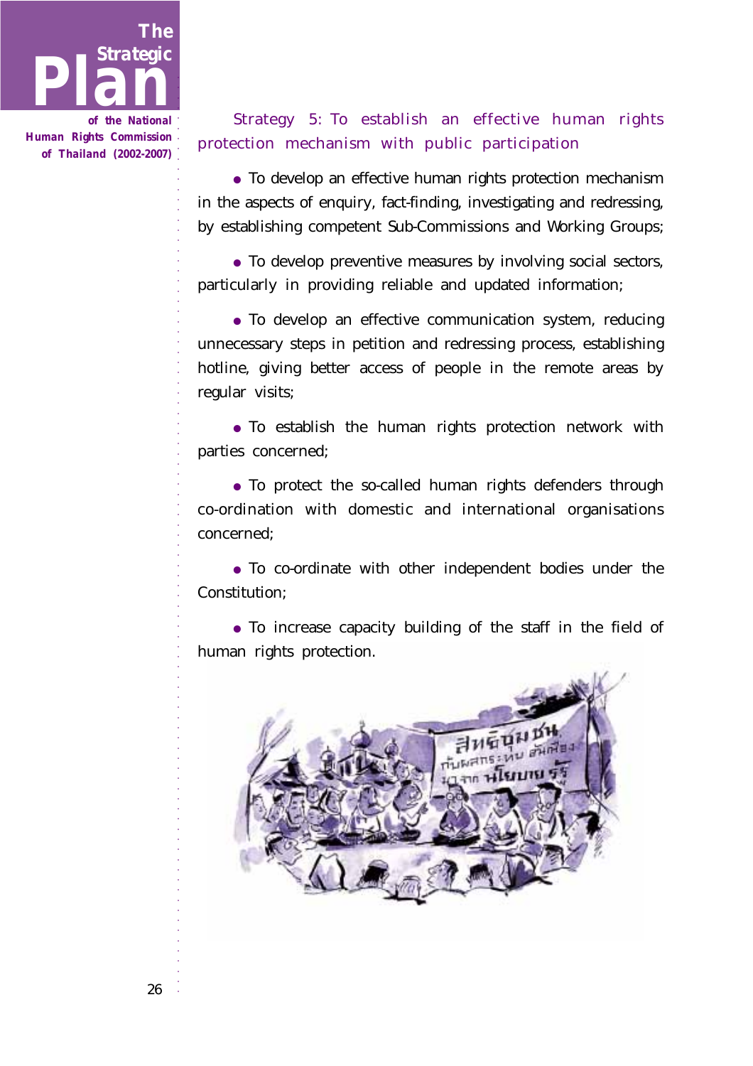Strategy 5: To establish an effective human rights protection mechanism with public participation

- To develop an effective human rights protection mechanism in the aspects of enquiry, fact-finding, investigating and redressing, by establishing competent Sub-Commissions and Working Groups;

- To develop preventive measures by involving social sectors, particularly in providing reliable and updated information;

- To develop an effective communication system, reducing unnecessary steps in petition and redressing process, establishing hotline, giving better access of people in the remote areas by regular visits;

- To establish the human rights protection network with parties concerned;

- To protect the so-called human rights defenders through co-ordination with domestic and international organisations concerned;

- To co-ordinate with other independent bodies under the Constitution;

- To increase capacity building of the staff in the field of human rights protection.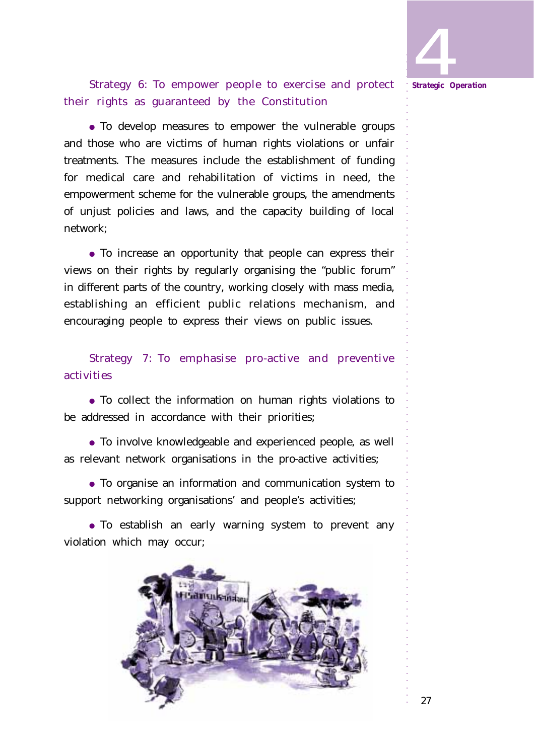### Strategy 6: To empower people to exercise and protect their rights as guaranteed by the Constitution

- To develop measures to empower the vulnerable groups and those who are victims of human rights violations or unfair treatments. The measures include the establishment of funding for medical care and rehabilitation of victims in need, the empowerment scheme for the vulnerable groups, the amendments of unjust policies and laws, and the capacity building of local network;

- To increase an opportunity that people can express their views on their rights by regularly organising the "public forum" in different parts of the country, working closely with mass media, establishing an efficient public relations mechanism, and encouraging people to express their views on public issues.

### Strategy 7: To emphasise pro-active and preventive activities

- To collect the information on human rights violations to be addressed in accordance with their priorities;

- To involve knowledgeable and experienced people, as well as relevant network organisations in the pro-active activities;

- To organise an information and communication system to support networking organisations' and people's activities;

- To establish an early warning system to prevent any violation which may occur;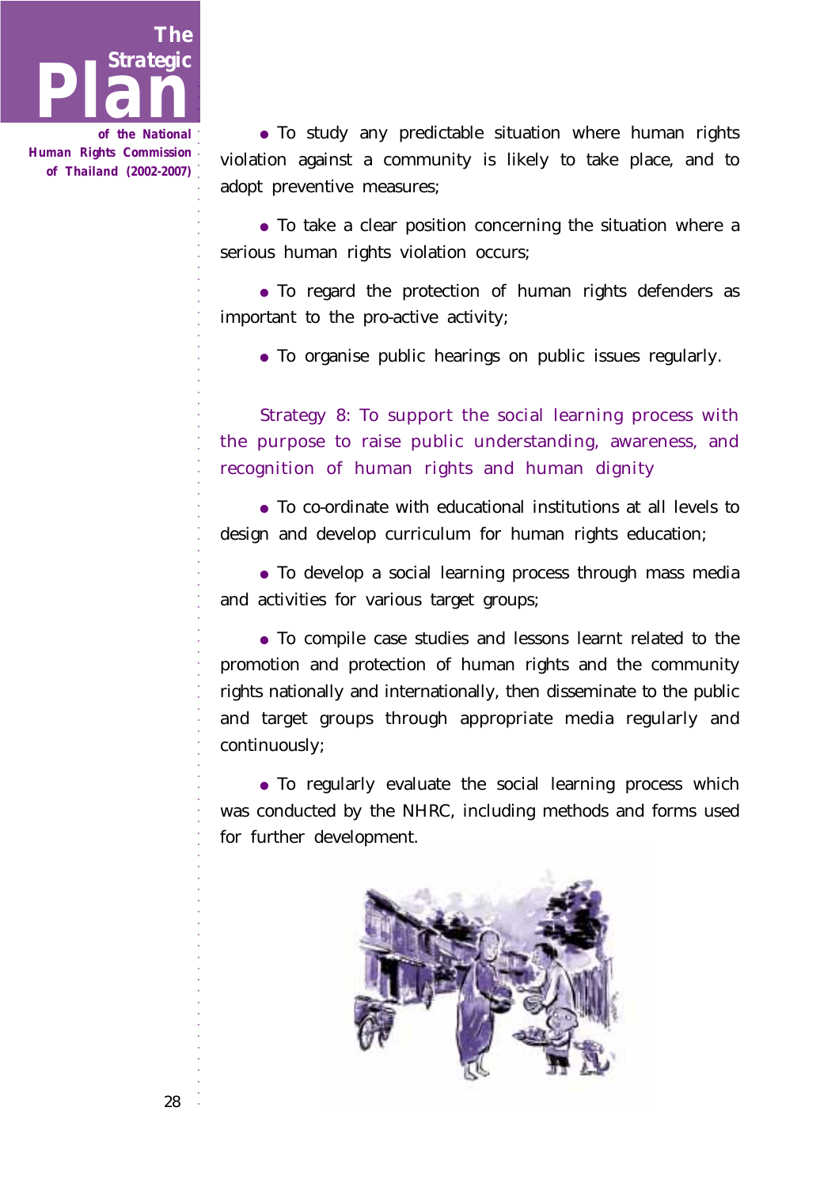- To study any predictable situation where human rights violation against a community is likely to take place, and to adopt preventive measures;

- To take a clear position concerning the situation where a serious human rights violation occurs;

- To regard the protection of human rights defenders as important to the pro-active activity;

- To organise public hearings on public issues regularly.

### Strategy 8: To support the social learning process with the purpose to raise public understanding, awareness, and recognition of human rights and human dignity

- To co-ordinate with educational institutions at all levels to design and develop curriculum for human rights education;

- To develop a social learning process through mass media and activities for various target groups;

- To compile case studies and lessons learnt related to the promotion and protection of human rights and the community rights nationally and internationally, then disseminate to the public and target groups through appropriate media regularly and continuously;

- To regularly evaluate the social learning process which was conducted by the NHRC, including methods and forms used for further development.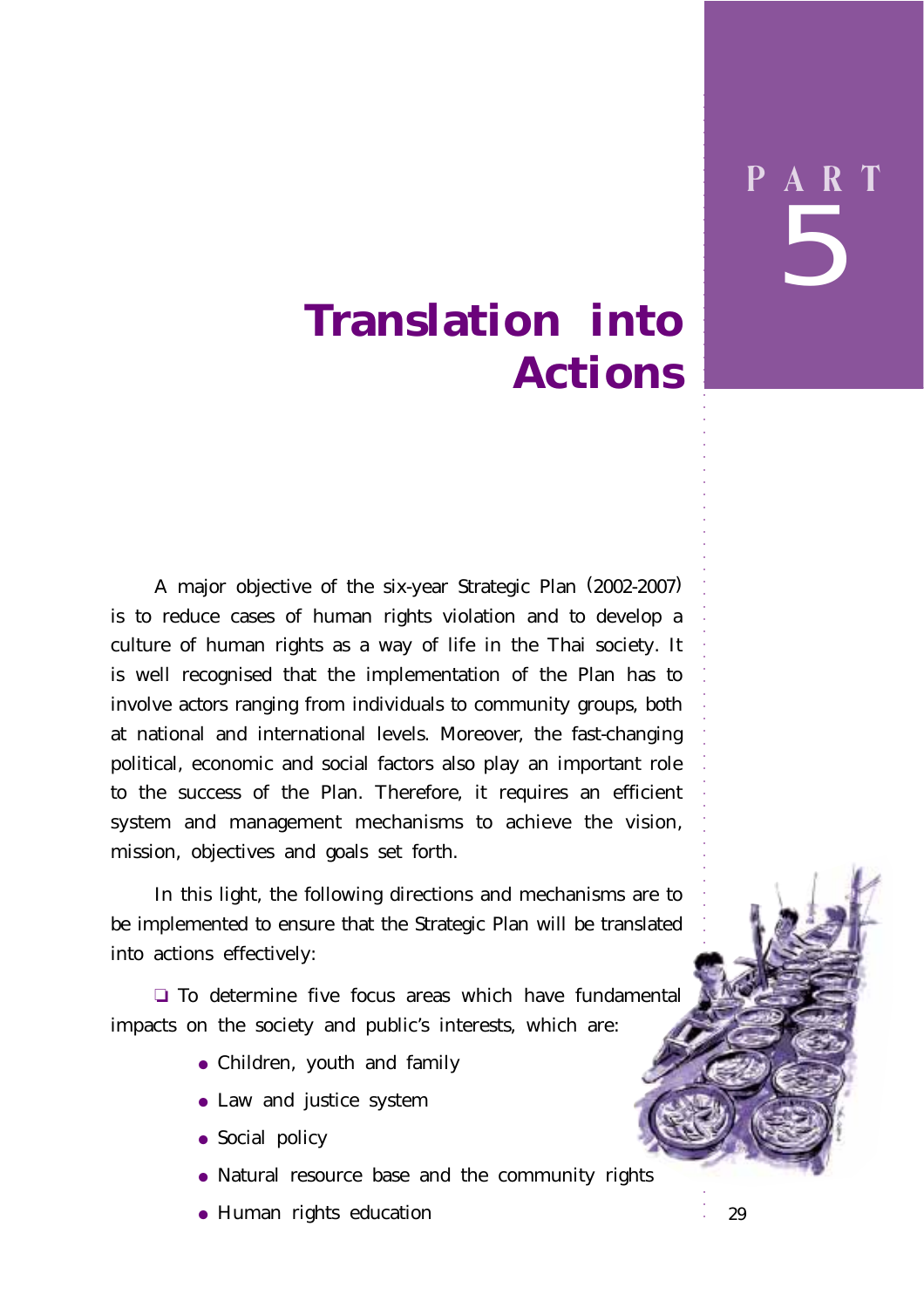# PART 5

# Translation into Actions

A major objective of the six-year Strategic Plan (2002-2007) is to reduce cases of human rights violation and to develop a culture of human rights as a way of life in the Thai society. It is well recognised that the implementation of the Plan has to involve actors ranging from individuals to community groups, both at national and international levels. Moreover, the fast-changing political, economic and social factors also play an important role to the success of the Plan. Therefore, it requires an efficient system and management mechanisms to achieve the vision, mission, objectives and goals set forth.

In this light, the following directions and mechanisms are to be implemented to ensure that the Strategic Plan will be translated into actions effectively:

❑ To determine five focus areas which have fundamental impacts on the society and public's interests, which are:

- Children, youth and family
- Law and justice system
- Social policy
- Natural resource base and the community rights
- Human rights education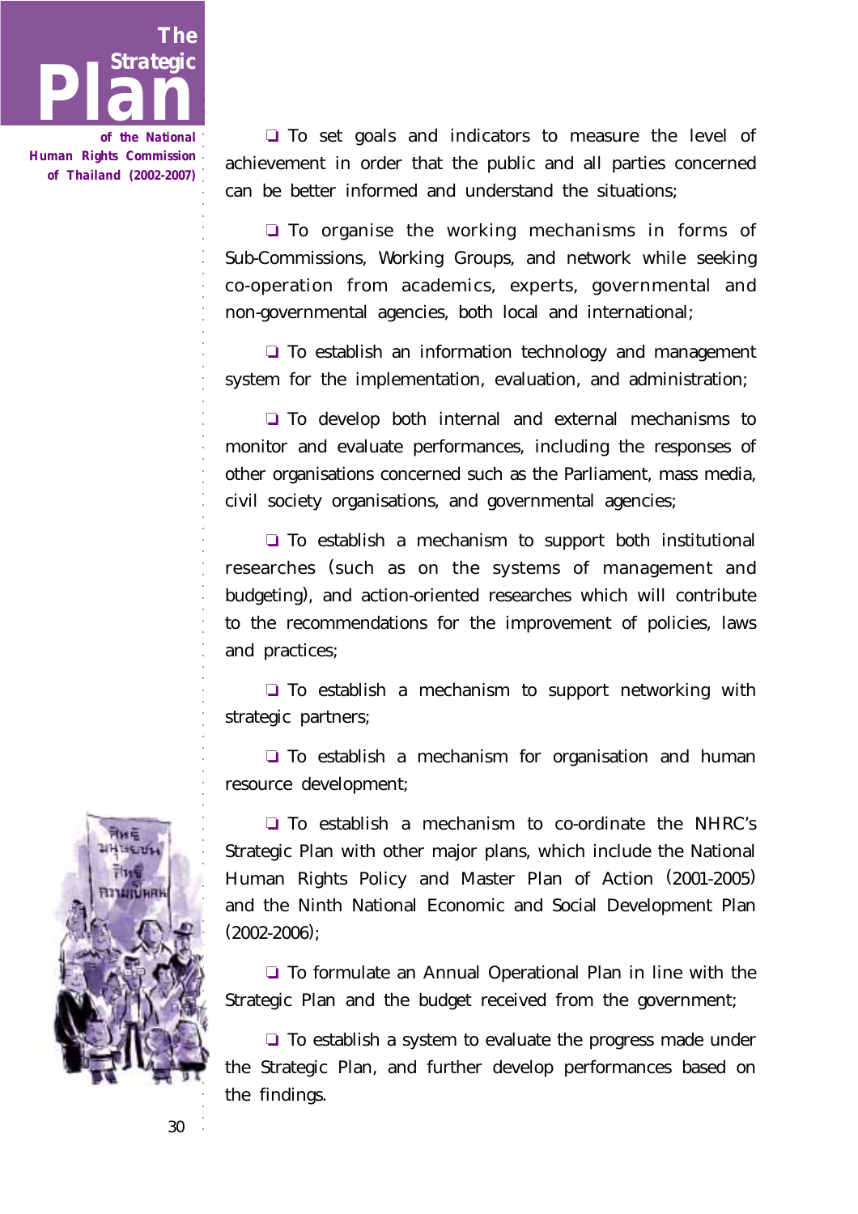- To set goals and indicators to measure the level of achievement in order that the public and all parties concerned can be better informed and understand the situations;

- To organise the working mechanisms in forms of Sub-Commissions, Working Groups, and network while seeking co-operation from academics, experts, governmental and non-governmental agencies, both local and international;

- To establish an information technology and management system for the implementation, evaluation, and administration;

- To develop both internal and external mechanisms to monitor and evaluate performances, including the responses of other organisations concerned such as the Parliament, mass media, civil society organisations, and governmental agencies;

- To establish a mechanism to support both institutional researches (such as on the systems of management and budgeting), and action-oriented researches which will contribute to the recommendations for the improvement of policies, laws and practices;

- To establish a mechanism to support networking with strategic partners;

- To establish a mechanism for organisation and human resource development;

- To establish a mechanism to co-ordinate the NHRC's Strategic Plan with other major plans, which include the National Human Rights Policy and Master Plan of Action (2001-2005) and the Ninth National Economic and Social Development Plan (2002-2006);

- To formulate an Annual Operational Plan in line with the Strategic Plan and the budget received from the government;

- To establish a system to evaluate the progress made under the Strategic Plan, and further develop performances based on the findings.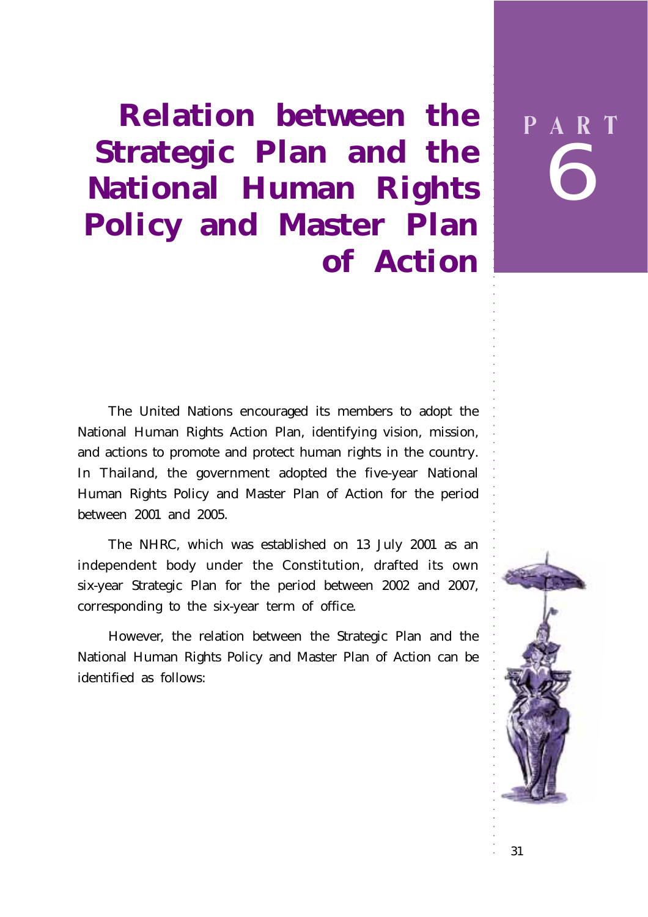# PART 6

# Relation between the Strategic Plan and the National Human Rights Policy and Master Plan of Action

The United Nations encouraged its members to adopt the National Human Rights Action Plan, identifying vision, mission, and actions to promote and protect human rights in the country. In Thailand, the government adopted the five-year National Human Rights Policy and Master Plan of Action for the period between 2001 and 2005.

The NHRC, which was established on 13 July 2001 as an independent body under the Constitution, drafted its own six-year Strategic Plan for the period between 2002 and 2007, corresponding to the six-year term of office.

However, the relation between the Strategic Plan and the National Human Rights Policy and Master Plan of Action can be identified as follows: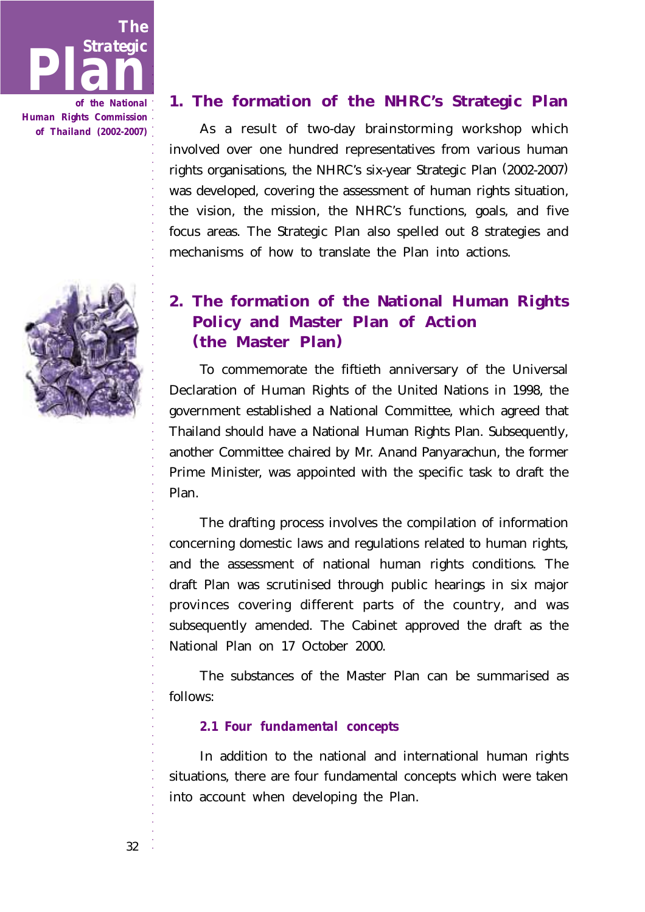## 1. The formation of the NHRC's Strategic Plan

As a result of two-day brainstorming workshop which involved over one hundred representatives from various human rights organisations, the NHRC's six-year Strategic Plan (2002-2007) was developed, covering the assessment of human rights situation, the vision, the mission, the NHRC's functions, goals, and five focus areas. The Strategic Plan also spelled out 8 strategies and mechanisms of how to translate the Plan into actions.

## 2. The formation of the National Human Rights Policy and Master Plan of Action (the Master Plan)

To commemorate the fiftieth anniversary of the Universal Declaration of Human Rights of the United Nations in 1998, the government established a National Committee, which agreed that Thailand should have a National Human Rights Plan. Subsequently, another Committee chaired by Mr. Anand Panyarachun, the former Prime Minister, was appointed with the specific task to draft the Plan.

The drafting process involves the compilation of information concerning domestic laws and regulations related to human rights, and the assessment of national human rights conditions. The draft Plan was scrutinised through public hearings in six major provinces covering different parts of the country, and was subsequently amended. The Cabinet approved the draft as the National Plan on 17 October 2000.

The substances of the Master Plan can be summarised as follows:

### *2.1 Four fundamental concepts*

In addition to the national and international human rights situations, there are four fundamental concepts which were taken into account when developing the Plan.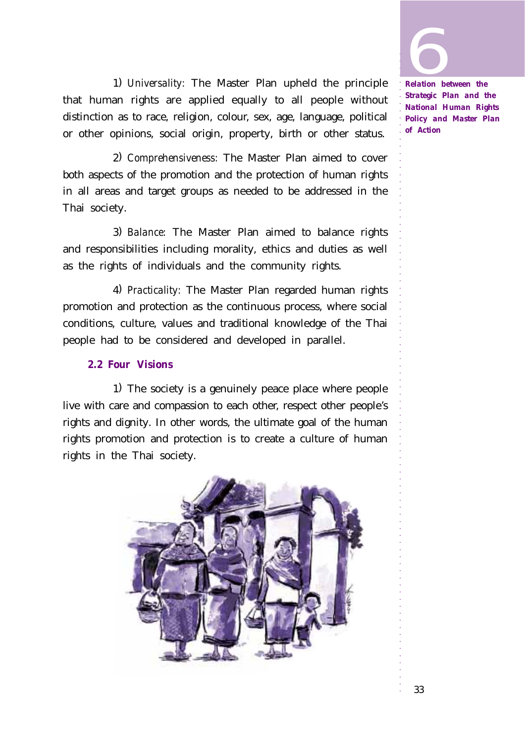1) *Universality:* The Master Plan upheld the principle that human rights are applied equally to all people without distinction as to race, religion, colour, sex, age, language, political or other opinions, social origin, property, birth or other status.

2) *Comprehensiveness:* The Master Plan aimed to cover both aspects of the promotion and the protection of human rights in all areas and target groups as needed to be addressed in the Thai society.

3) *Balance*: The Master Plan aimed to balance rights and responsibilities including morality, ethics and duties as well as the rights of individuals and the community rights.

4) *Practicality:* The Master Plan regarded human rights promotion and protection as the continuous process, where social conditions, culture, values and traditional knowledge of the Thai people had to be considered and developed in parallel.

### 2.2 Four Visions

1) The society is a genuinely peace place where people live with care and compassion to each other, respect other people's rights and dignity. In other words, the ultimate goal of the human rights promotion and protection is to create a culture of human rights in the Thai society.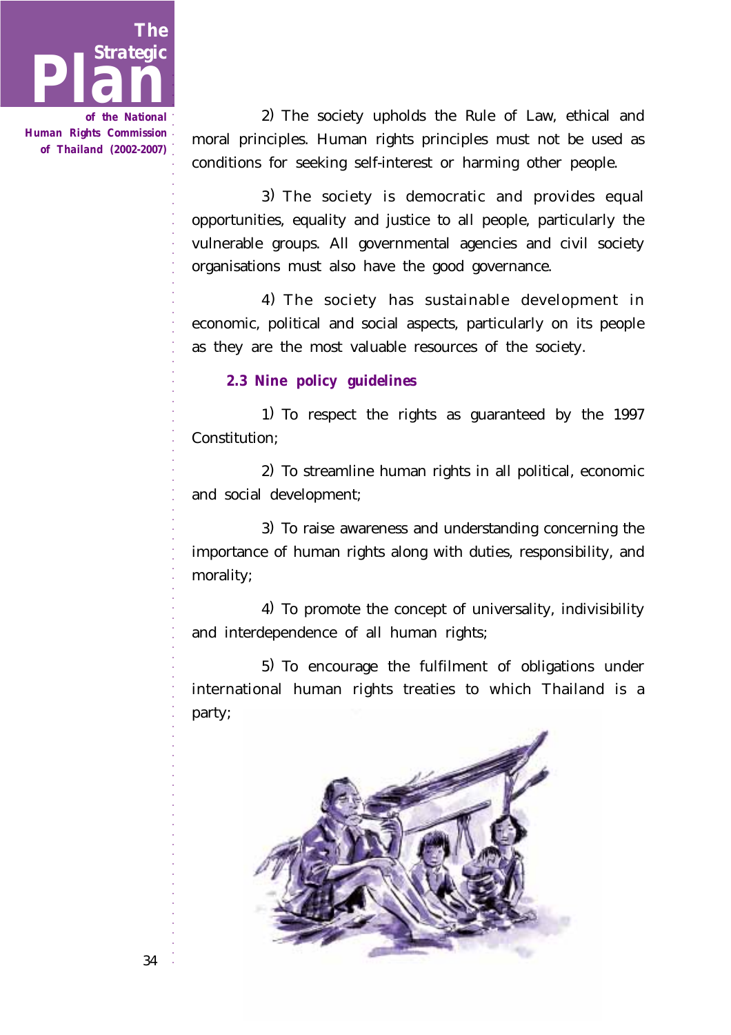2) The society upholds the Rule of Law, ethical and moral principles. Human rights principles must not be used as conditions for seeking self-interest or harming other people.

3) The society is democratic and provides equal opportunities, equality and justice to all people, particularly the vulnerable groups. All governmental agencies and civil society organisations must also have the good governance.

4) The society has sustainable development in economic, political and social aspects, particularly on its people as they are the most valuable resources of the society.

### 2.3 Nine policy guidelines

1) To respect the rights as guaranteed by the 1997 Constitution;

2) To streamline human rights in all political, economic and social development;

3) To raise awareness and understanding concerning the importance of human rights along with duties, responsibility, and morality;

4) To promote the concept of universality, indivisibility and interdependence of all human rights;

5) To encourage the fulfilment of obligations under international human rights treaties to which Thailand is a party;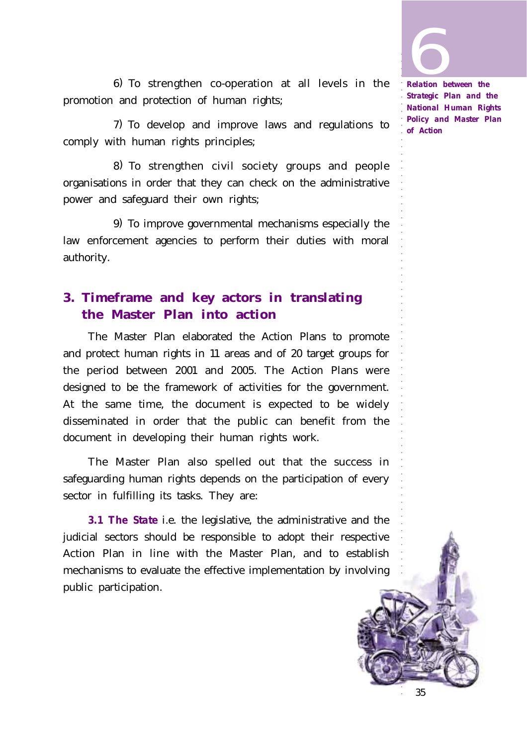6) To strengthen co-operation at all levels in the promotion and protection of human rights;

7) To develop and improve laws and regulations to comply with human rights principles;

8) To strengthen civil society groups and people organisations in order that they can check on the administrative power and safeguard their own rights;

9) To improve governmental mechanisms especially the law enforcement agencies to perform their duties with moral authority.

## 3. Timeframe and key actors in translating the Master Plan into action

The Master Plan elaborated the Action Plans to promote and protect human rights in 11 areas and of 20 target groups for the period between 2001 and 2005. The Action Plans were designed to be the framework of activities for the government. At the same time, the document is expected to be widely disseminated in order that the public can benefit from the document in developing their human rights work.

The Master Plan also spelled out that the success in safeguarding human rights depends on the participation of every sector in fulfilling its tasks. They are:

**3.1 The State** i.e. the legislative, the administrative and the judicial sectors should be responsible to adopt their respective Action Plan in line with the Master Plan, and to establish mechanisms to evaluate the effective implementation by involving public participation.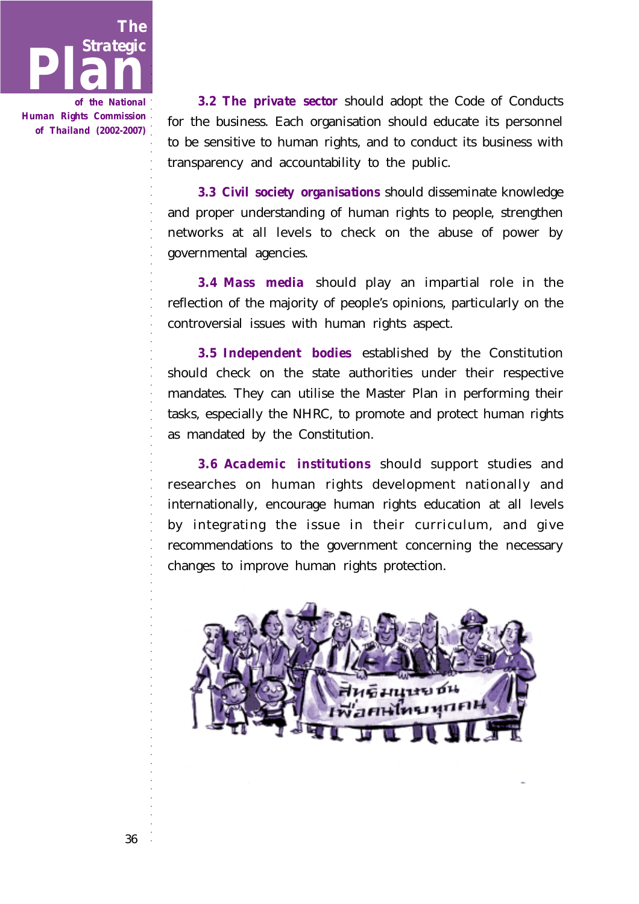**3.2 The private sector** should adopt the Code of Conducts for the business. Each organisation should educate its personnel to be sensitive to human rights, and to conduct its business with transparency and accountability to the public.

**3.3 Civil society organisations** should disseminate knowledge and proper understanding of human rights to people, strengthen networks at all levels to check on the abuse of power by governmental agencies.

**3.4 Mass media** should play an impartial role in the reflection of the majority of people's opinions, particularly on the controversial issues with human rights aspect.

**3.5 Independent bodies** established by the Constitution should check on the state authorities under their respective mandates. They can utilise the Master Plan in performing their tasks, especially the NHRC, to promote and protect human rights as mandated by the Constitution.

**3.6 Academic institutions** should support studies and researches on human rights development nationally and internationally, encourage human rights education at all levels by integrating the issue in their curriculum, and give recommendations to the government concerning the necessary changes to improve human rights protection.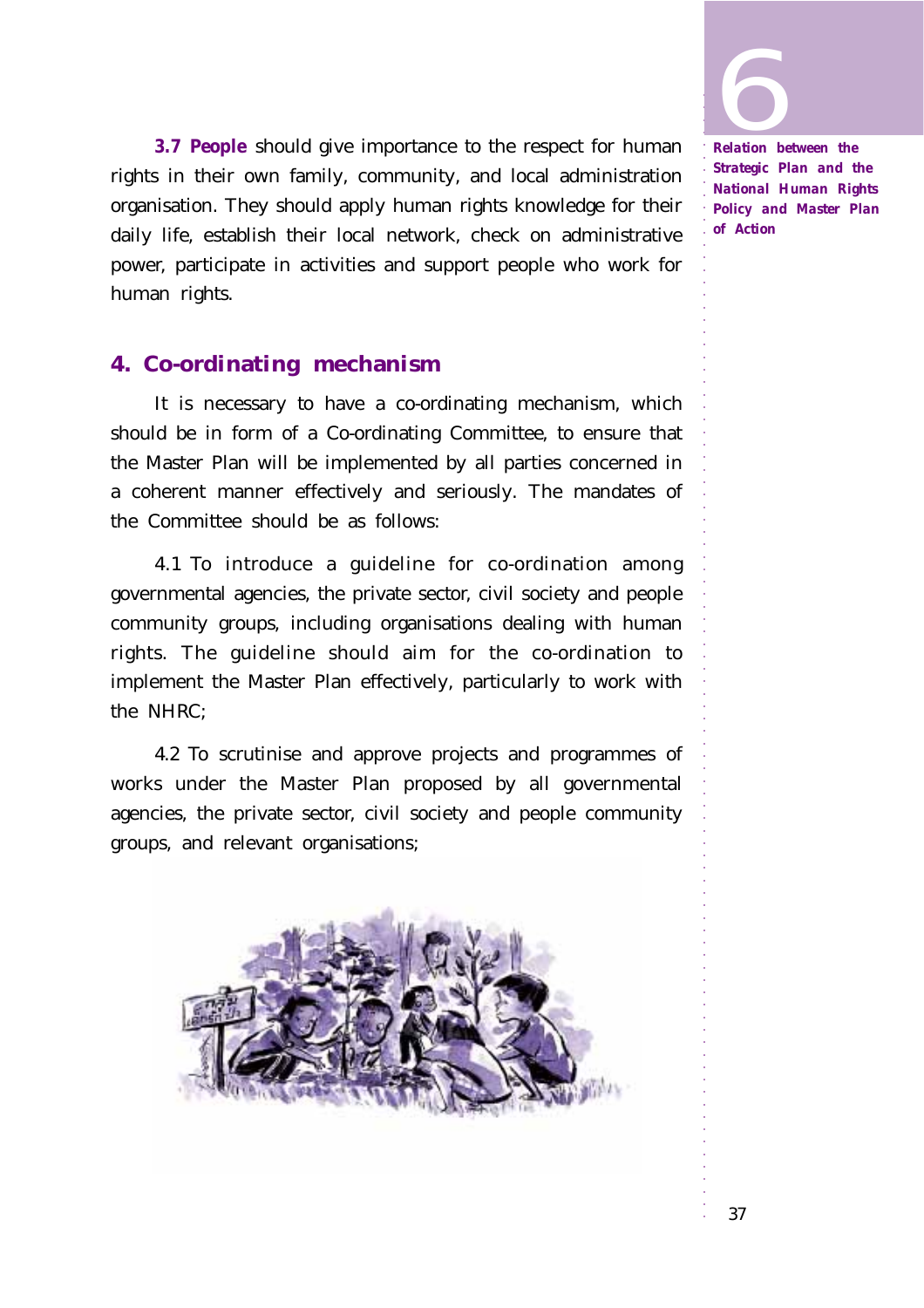**3.7 People** should give importance to the respect for human rights in their own family, community, and local administration organisation. They should apply human rights knowledge for their daily life, establish their local network, check on administrative power, participate in activities and support people who work for human rights.

## 4. Co-ordinating mechanism

It is necessary to have a co-ordinating mechanism, which should be in form of a Co-ordinating Committee, to ensure that the Master Plan will be implemented by all parties concerned in a coherent manner effectively and seriously. The mandates of the Committee should be as follows:

4.1 To introduce a guideline for co-ordination among governmental agencies, the private sector, civil society and people community groups, including organisations dealing with human rights. The guideline should aim for the co-ordination to implement the Master Plan effectively, particularly to work with the NHRC;

4.2 To scrutinise and approve projects and programmes of works under the Master Plan proposed by all governmental agencies, the private sector, civil society and people community groups, and relevant organisations;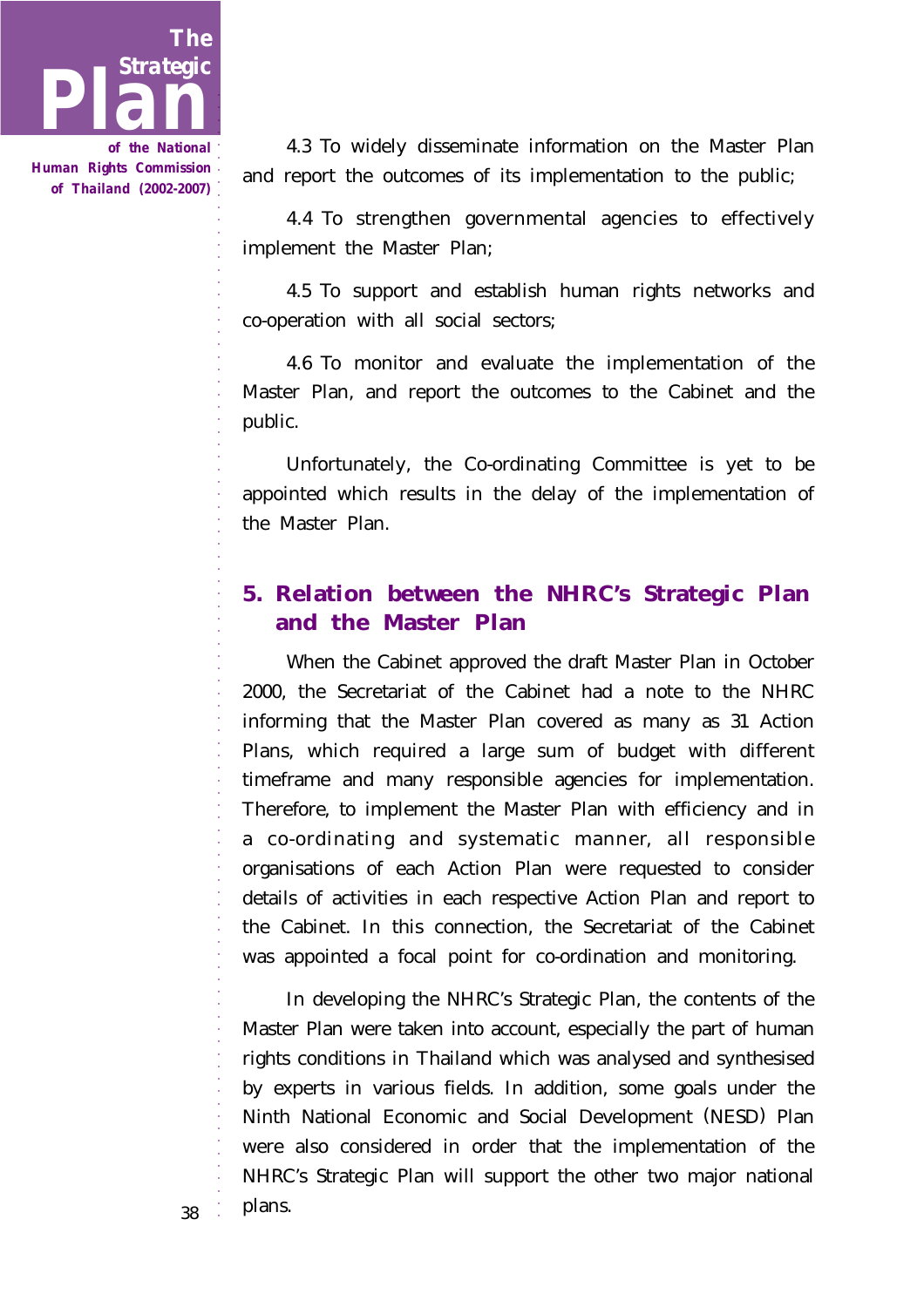4.3 To widely disseminate information on the Master Plan and report the outcomes of its implementation to the public;

4.4 To strengthen governmental agencies to effectively implement the Master Plan;

4.5 To support and establish human rights networks and co-operation with all social sectors;

4.6 To monitor and evaluate the implementation of the Master Plan, and report the outcomes to the Cabinet and the public.

Unfortunately, the Co-ordinating Committee is yet to be appointed which results in the delay of the implementation of the Master Plan.

## 5. Relation between the NHRC's Strategic Plan and the Master Plan

When the Cabinet approved the draft Master Plan in October 2000, the Secretariat of the Cabinet had a note to the NHRC informing that the Master Plan covered as many as 31 Action Plans, which required a large sum of budget with different timeframe and many responsible agencies for implementation. Therefore, to implement the Master Plan with efficiency and in a co-ordinating and systematic manner, all responsible organisations of each Action Plan were requested to consider details of activities in each respective Action Plan and report to the Cabinet. In this connection, the Secretariat of the Cabinet was appointed a focal point for co-ordination and monitoring.

In developing the NHRC's Strategic Plan, the contents of the Master Plan were taken into account, especially the part of human rights conditions in Thailand which was analysed and synthesised by experts in various fields. In addition, some goals under the Ninth National Economic and Social Development (NESD) Plan were also considered in order that the implementation of the NHRC's Strategic Plan will support the other two major national plans.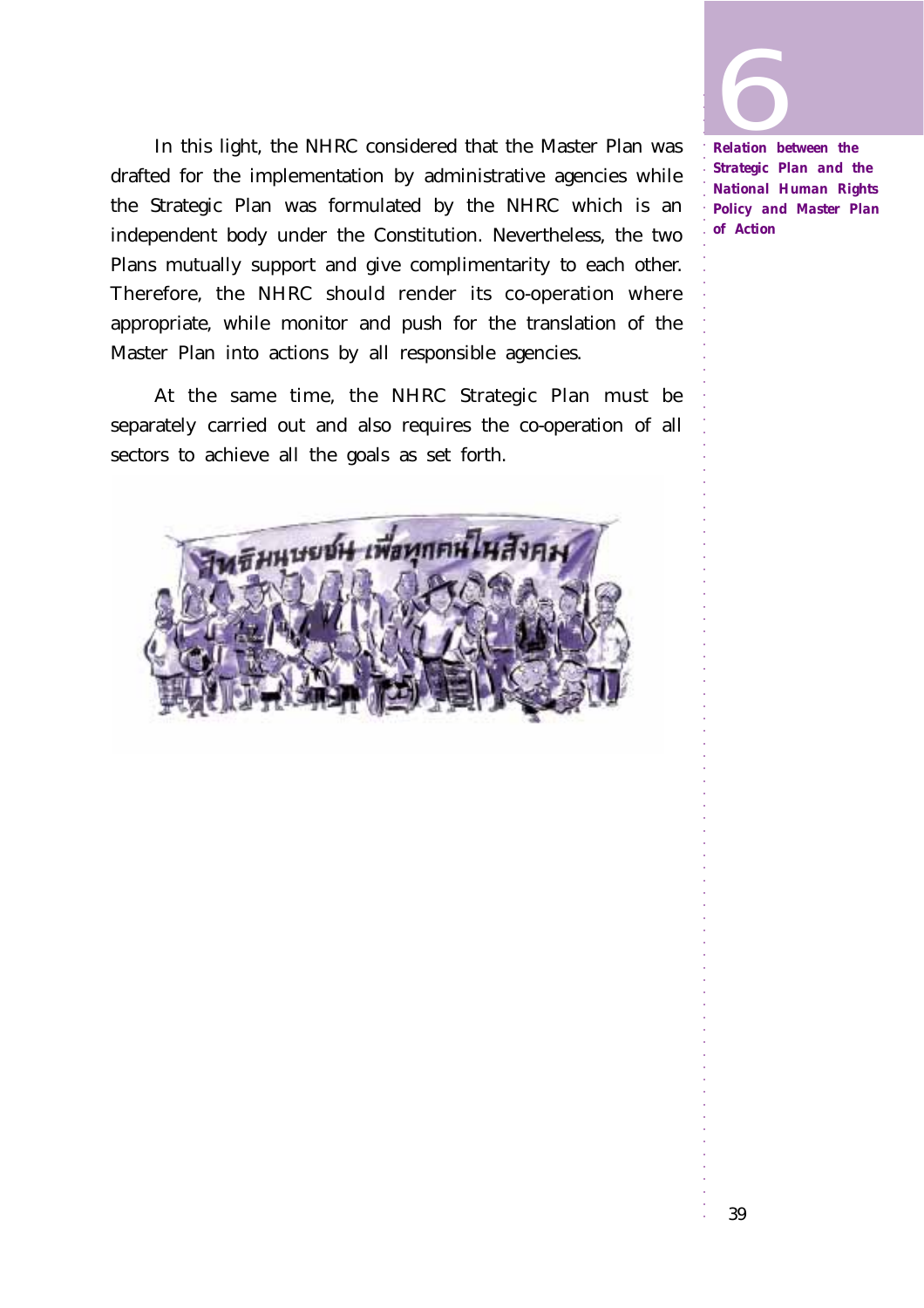In this light, the NHRC considered that the Master Plan was drafted for the implementation by administrative agencies while the Strategic Plan was formulated by the NHRC which is an independent body under the Constitution. Nevertheless, the two Plans mutually support and give complimentarity to each other. Therefore, the NHRC should render its co-operation where appropriate, while monitor and push for the translation of the Master Plan into actions by all responsible agencies.

At the same time, the NHRC Strategic Plan must be separately carried out and also requires the co-operation of all sectors to achieve all the goals as set forth.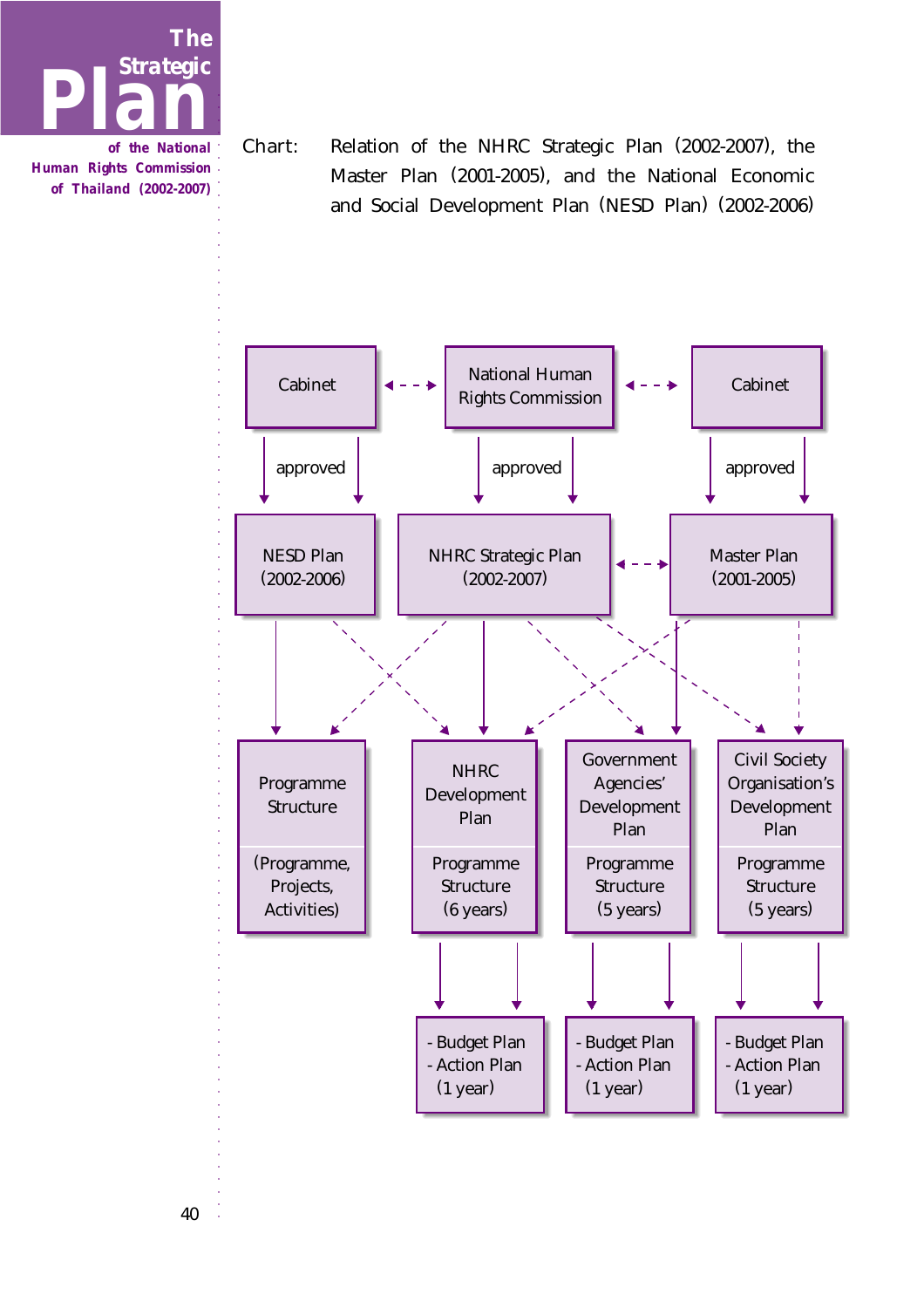Chart: Relation of the NHRC Strategic Plan (2002-2007), the Master Plan (2001-2005), and the National Economic and Social Development Plan (NESD Plan) (2002-2006)

Cabinet

National Human Rights Commission

Cabinet

approved

approved

approved

NESD Plan (2002-2006)

NHRC Strategic Plan (2002-2007)

Master Plan (2001-2005)

Programme Structure

(Programme, Projects, Activities)

NHRC Development Plan

Programme Structure (6 years)

Government Agencies' Development Plan

Programme Structure (5 years)

Civil Society Organisation's Development Plan

Programme Structure (5 years)

- Budget Plan
- Action Plan (1 year)

- Budget Plan
- Action Plan (1 year)

- Budget Plan
- Action Plan (1 year)